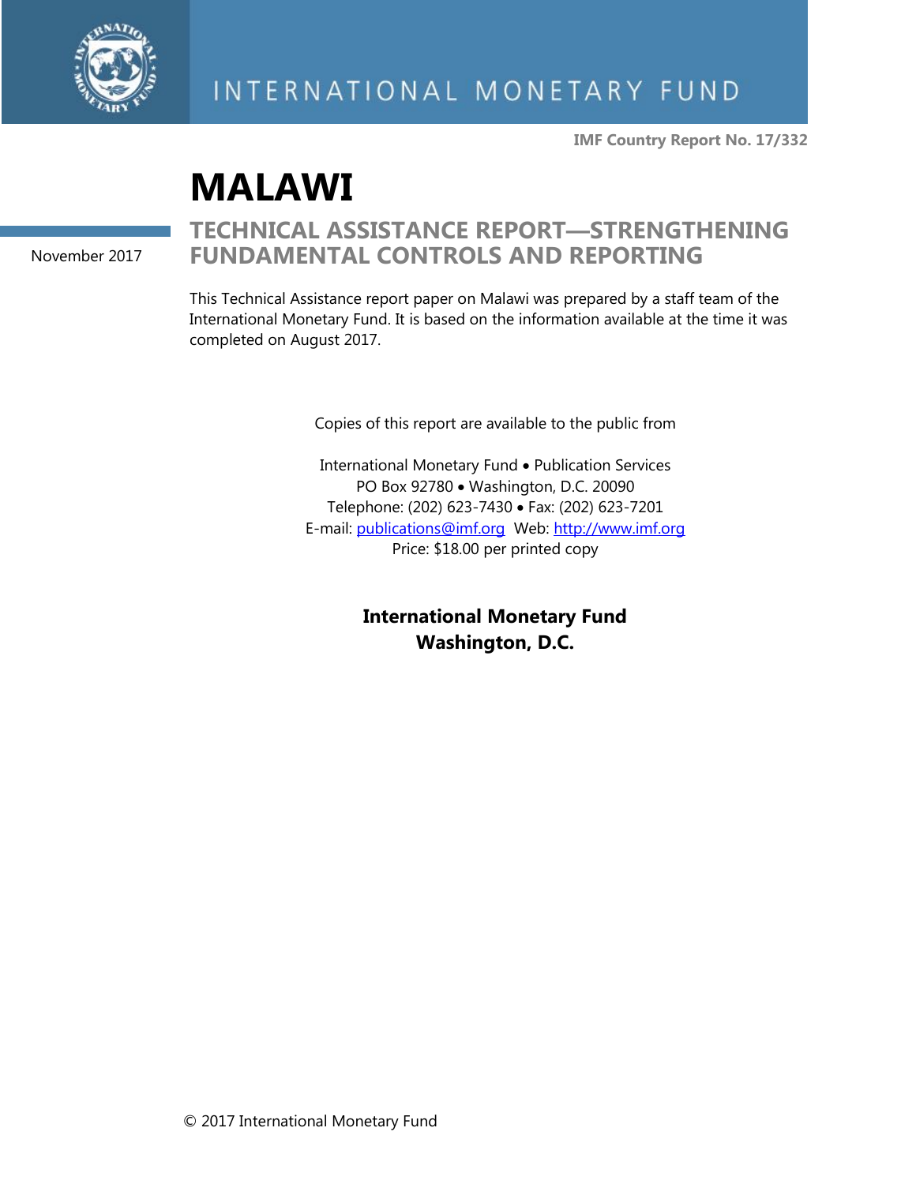INTERNATIONAL MONETARY FUND

**IMF Country Report No. 17/332**

# MALAWI

## TECHNICAL ASSISTANCE REPORT—STRENGTHENING FUNDAMENTAL CONTROLS AND REPORTING

November 2017

This Technical Assistance report paper on Malawi was prepared by a staff team of the International Monetary Fund. It is based on the information available at the time it was completed on August 2017.

Copies of this report are available to the public from

International Monetary Fund • Publication Services
PO Box 92780 • Washington, D.C. 20090
Telephone: (202) 623-7430 • Fax: (202) 623-7201
E-mail: publications@imf.org Web: http://www.imf.org
Price: $18.00 per printed copy

**International Monetary Fund**
**Washington, D.C.**

© 2017 International Monetary Fund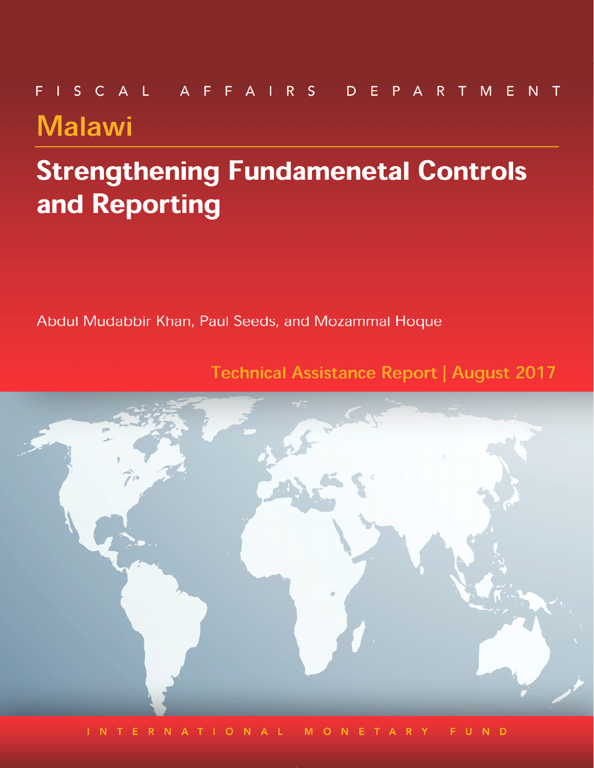FISCAL AFFAIRS DEPARTMENT

# Malawi

## Strengthening Fundamenetal Controls and Reporting

Abdul Mudabbir Khan, Paul Seeds, and Mozammal Hoque

Technical Assistance Report | August 2017

INTERNATIONAL MONETARY FUND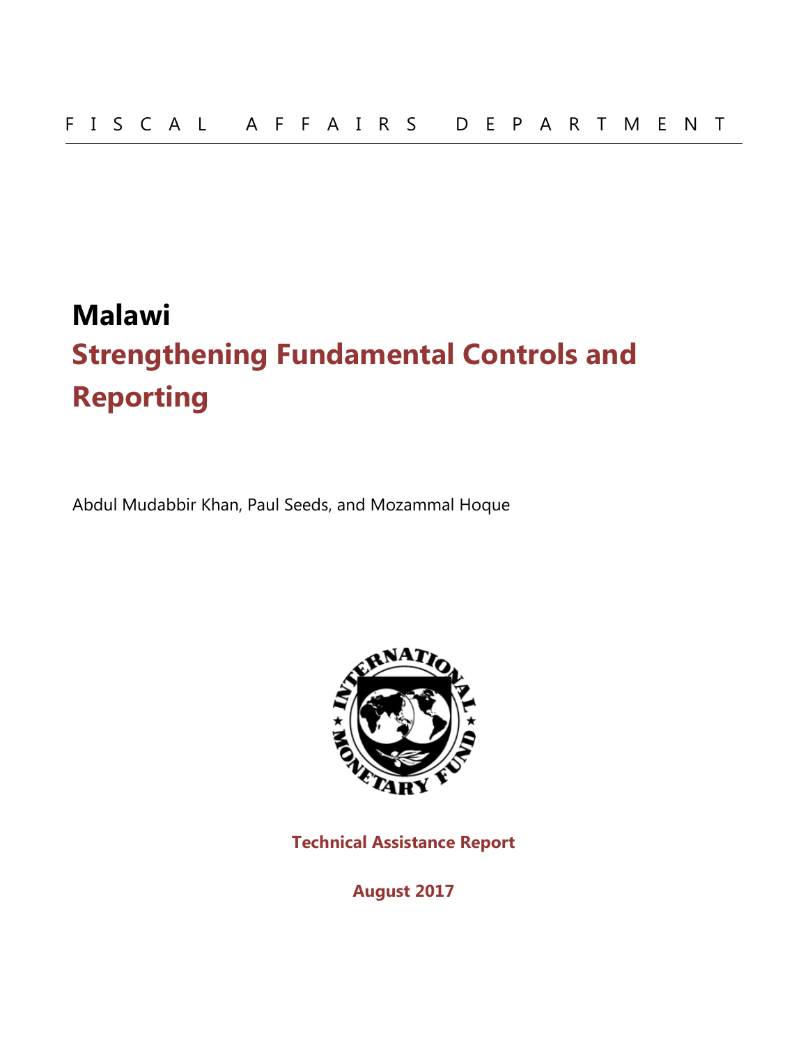F I S C A L   A F F A I R S   D E P A R T M E N T

# Malawi

## Strengthening Fundamental Controls and Reporting

Abdul Mudabbir Khan, Paul Seeds, and Mozammal Hoque

**Technical Assistance Report**

**August 2017**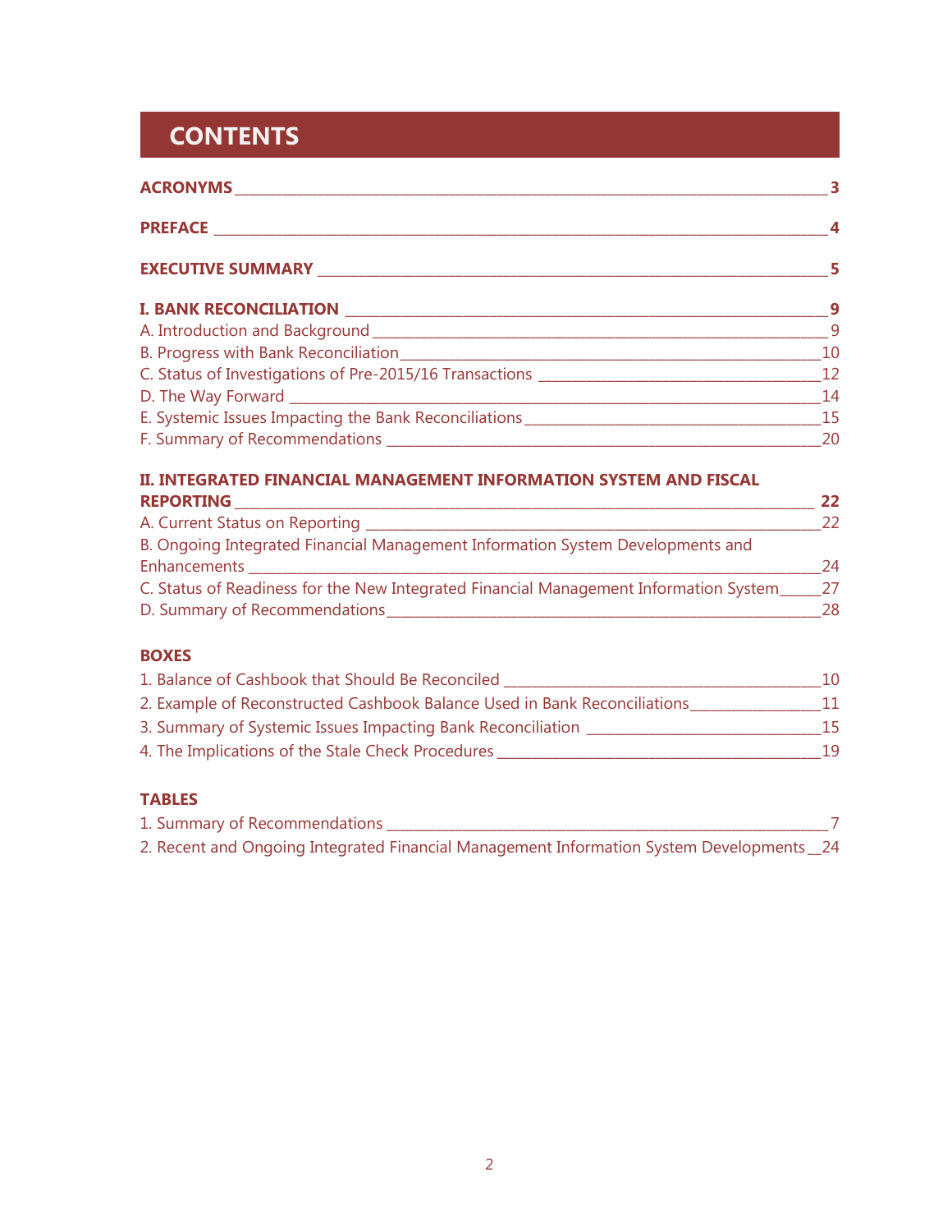# CONTENTS

**ACRONYMS** 3

**PREFACE** 4

**EXECUTIVE SUMMARY** 5

**I. BANK RECONCILIATION** 9

A. Introduction and Background 9

B. Progress with Bank Reconciliation 10

C. Status of Investigations of Pre-2015/16 Transactions 12

D. The Way Forward 14

E. Systemic Issues Impacting the Bank Reconciliations 15

F. Summary of Recommendations 20

**II. INTEGRATED FINANCIAL MANAGEMENT INFORMATION SYSTEM AND FISCAL REPORTING** 22

A. Current Status on Reporting 22

B. Ongoing Integrated Financial Management Information System Developments and Enhancements 24

C. Status of Readiness for the New Integrated Financial Management Information System 27

D. Summary of Recommendations 28

**BOXES**

1. Balance of Cashbook that Should Be Reconciled 10
2. Example of Reconstructed Cashbook Balance Used in Bank Reconciliations 11
3. Summary of Systemic Issues Impacting Bank Reconciliation 15
4. The Implications of the Stale Check Procedures 19

**TABLES**

1. Summary of Recommendations 7
2. Recent and Ongoing Integrated Financial Management Information System Developments 24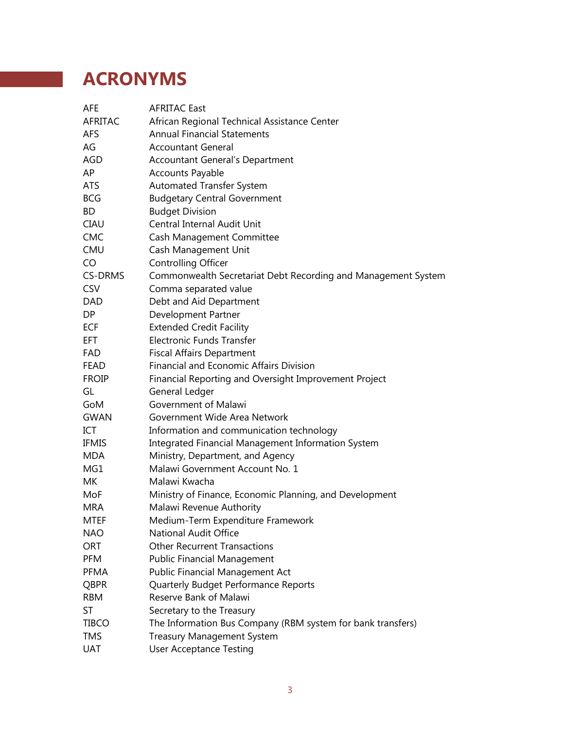# ACRONYMS

| | |
|---|---|
| AFE | AFRITAC East |
| AFRITAC | African Regional Technical Assistance Center |
| AFS | Annual Financial Statements |
| AG | Accountant General |
| AGD | Accountant General's Department |
| AP | Accounts Payable |
| ATS | Automated Transfer System |
| BCG | Budgetary Central Government |
| BD | Budget Division |
| CIAU | Central Internal Audit Unit |
| CMC | Cash Management Committee |
| CMU | Cash Management Unit |
| CO | Controlling Officer |
| CS-DRMS | Commonwealth Secretariat Debt Recording and Management System |
| CSV | Comma separated value |
| DAD | Debt and Aid Department |
| DP | Development Partner |
| ECF | Extended Credit Facility |
| EFT | Electronic Funds Transfer |
| FAD | Fiscal Affairs Department |
| FEAD | Financial and Economic Affairs Division |
| FROIP | Financial Reporting and Oversight Improvement Project |
| GL | General Ledger |
| GoM | Government of Malawi |
| GWAN | Government Wide Area Network |
| ICT | Information and communication technology |
| IFMIS | Integrated Financial Management Information System |
| MDA | Ministry, Department, and Agency |
| MG1 | Malawi Government Account No. 1 |
| MK | Malawi Kwacha |
| MoF | Ministry of Finance, Economic Planning, and Development |
| MRA | Malawi Revenue Authority |
| MTEF | Medium-Term Expenditure Framework |
| NAO | National Audit Office |
| ORT | Other Recurrent Transactions |
| PFM | Public Financial Management |
| PFMA | Public Financial Management Act |
| QBPR | Quarterly Budget Performance Reports |
| RBM | Reserve Bank of Malawi |
| ST | Secretary to the Treasury |
| TIBCO | The Information Bus Company (RBM system for bank transfers) |
| TMS | Treasury Management System |
| UAT | User Acceptance Testing |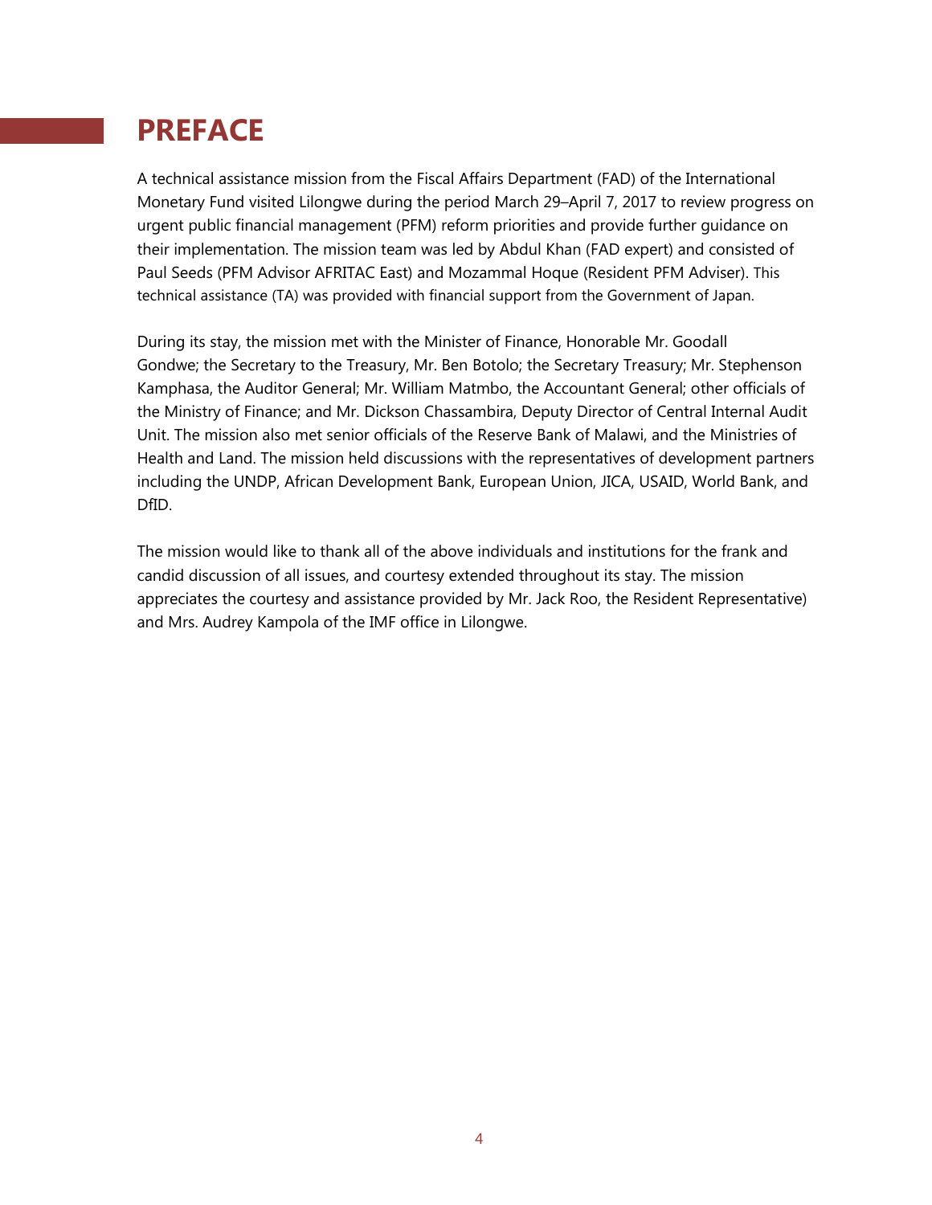# PREFACE

A technical assistance mission from the Fiscal Affairs Department (FAD) of the International Monetary Fund visited Lilongwe during the period March 29–April 7, 2017 to review progress on urgent public financial management (PFM) reform priorities and provide further guidance on their implementation. The mission team was led by Abdul Khan (FAD expert) and consisted of Paul Seeds (PFM Advisor AFRITAC East) and Mozammal Hoque (Resident PFM Adviser). This technical assistance (TA) was provided with financial support from the Government of Japan.

During its stay, the mission met with the Minister of Finance, Honorable Mr. Goodall Gondwe; the Secretary to the Treasury, Mr. Ben Botolo; the Secretary Treasury; Mr. Stephenson Kamphasa, the Auditor General; Mr. William Matmbo, the Accountant General; other officials of the Ministry of Finance; and Mr. Dickson Chassambira, Deputy Director of Central Internal Audit Unit. The mission also met senior officials of the Reserve Bank of Malawi, and the Ministries of Health and Land. The mission held discussions with the representatives of development partners including the UNDP, African Development Bank, European Union, JICA, USAID, World Bank, and DfID.

The mission would like to thank all of the above individuals and institutions for the frank and candid discussion of all issues, and courtesy extended throughout its stay. The mission appreciates the courtesy and assistance provided by Mr. Jack Roo, the Resident Representative) and Mrs. Audrey Kampola of the IMF office in Lilongwe.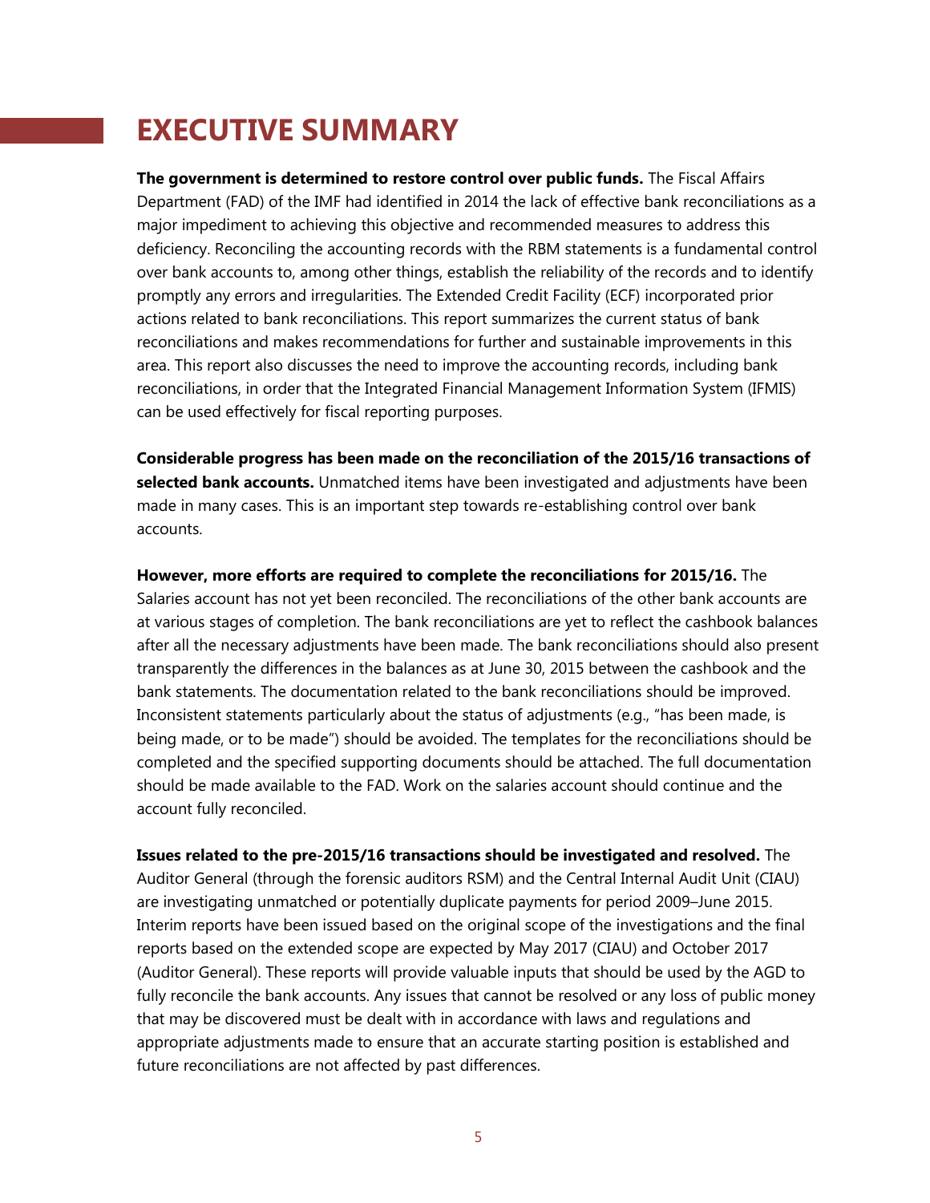# EXECUTIVE SUMMARY

**The government is determined to restore control over public funds.** The Fiscal Affairs Department (FAD) of the IMF had identified in 2014 the lack of effective bank reconciliations as a major impediment to achieving this objective and recommended measures to address this deficiency. Reconciling the accounting records with the RBM statements is a fundamental control over bank accounts to, among other things, establish the reliability of the records and to identify promptly any errors and irregularities. The Extended Credit Facility (ECF) incorporated prior actions related to bank reconciliations. This report summarizes the current status of bank reconciliations and makes recommendations for further and sustainable improvements in this area. This report also discusses the need to improve the accounting records, including bank reconciliations, in order that the Integrated Financial Management Information System (IFMIS) can be used effectively for fiscal reporting purposes.

**Considerable progress has been made on the reconciliation of the 2015/16 transactions of selected bank accounts.** Unmatched items have been investigated and adjustments have been made in many cases. This is an important step towards re-establishing control over bank accounts.

**However, more efforts are required to complete the reconciliations for 2015/16.** The Salaries account has not yet been reconciled. The reconciliations of the other bank accounts are at various stages of completion. The bank reconciliations are yet to reflect the cashbook balances after all the necessary adjustments have been made. The bank reconciliations should also present transparently the differences in the balances as at June 30, 2015 between the cashbook and the bank statements. The documentation related to the bank reconciliations should be improved. Inconsistent statements particularly about the status of adjustments (e.g., "has been made, is being made, or to be made") should be avoided. The templates for the reconciliations should be completed and the specified supporting documents should be attached. The full documentation should be made available to the FAD. Work on the salaries account should continue and the account fully reconciled.

**Issues related to the pre-2015/16 transactions should be investigated and resolved.** The Auditor General (through the forensic auditors RSM) and the Central Internal Audit Unit (CIAU) are investigating unmatched or potentially duplicate payments for period 2009–June 2015. Interim reports have been issued based on the original scope of the investigations and the final reports based on the extended scope are expected by May 2017 (CIAU) and October 2017 (Auditor General). These reports will provide valuable inputs that should be used by the AGD to fully reconcile the bank accounts. Any issues that cannot be resolved or any loss of public money that may be discovered must be dealt with in accordance with laws and regulations and appropriate adjustments made to ensure that an accurate starting position is established and future reconciliations are not affected by past differences.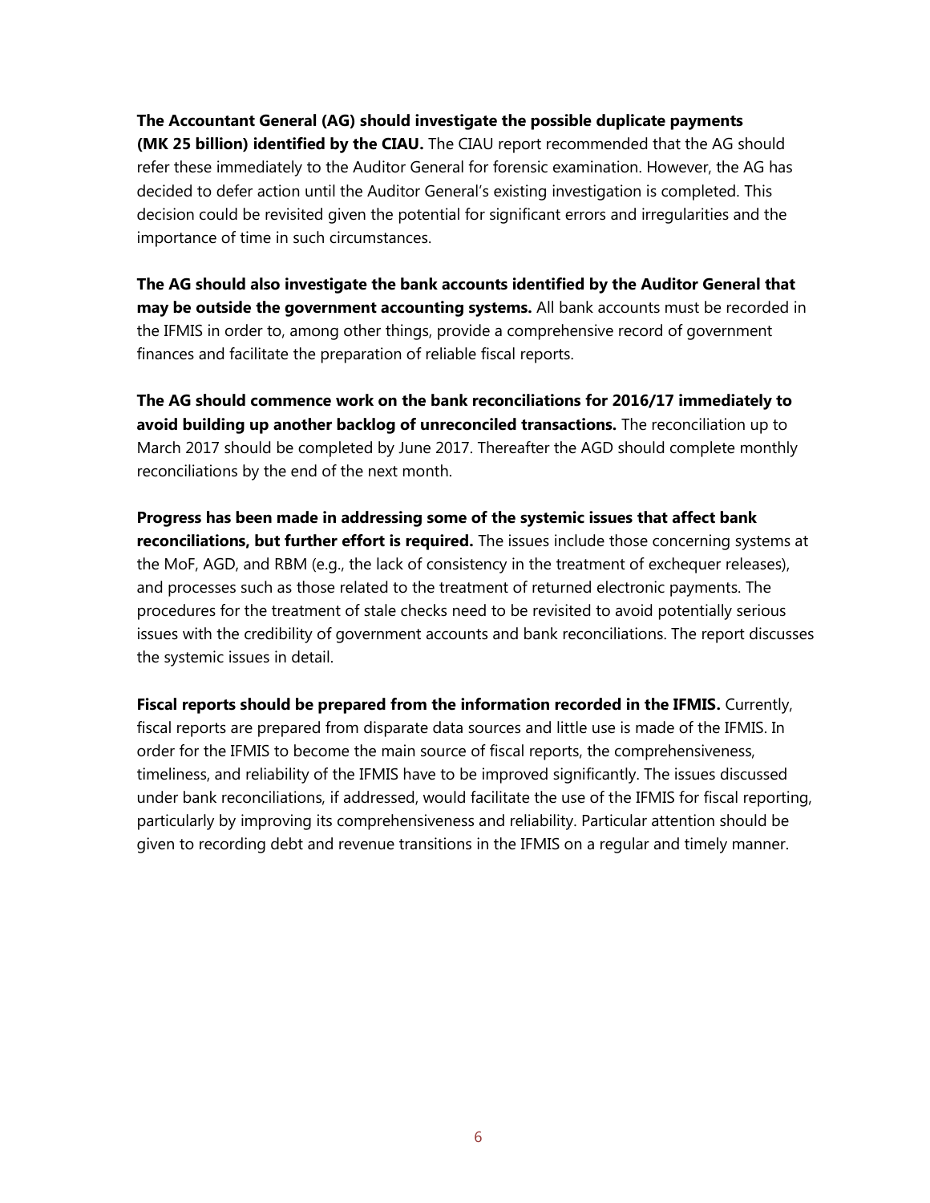**The Accountant General (AG) should investigate the possible duplicate payments (MK 25 billion) identified by the CIAU.** The CIAU report recommended that the AG should refer these immediately to the Auditor General for forensic examination. However, the AG has decided to defer action until the Auditor General's existing investigation is completed. This decision could be revisited given the potential for significant errors and irregularities and the importance of time in such circumstances.

**The AG should also investigate the bank accounts identified by the Auditor General that may be outside the government accounting systems.** All bank accounts must be recorded in the IFMIS in order to, among other things, provide a comprehensive record of government finances and facilitate the preparation of reliable fiscal reports.

**The AG should commence work on the bank reconciliations for 2016/17 immediately to avoid building up another backlog of unreconciled transactions.** The reconciliation up to March 2017 should be completed by June 2017. Thereafter the AGD should complete monthly reconciliations by the end of the next month.

**Progress has been made in addressing some of the systemic issues that affect bank reconciliations, but further effort is required.** The issues include those concerning systems at the MoF, AGD, and RBM (e.g., the lack of consistency in the treatment of exchequer releases), and processes such as those related to the treatment of returned electronic payments. The procedures for the treatment of stale checks need to be revisited to avoid potentially serious issues with the credibility of government accounts and bank reconciliations. The report discusses the systemic issues in detail.

**Fiscal reports should be prepared from the information recorded in the IFMIS.** Currently, fiscal reports are prepared from disparate data sources and little use is made of the IFMIS. In order for the IFMIS to become the main source of fiscal reports, the comprehensiveness, timeliness, and reliability of the IFMIS have to be improved significantly. The issues discussed under bank reconciliations, if addressed, would facilitate the use of the IFMIS for fiscal reporting, particularly by improving its comprehensiveness and reliability. Particular attention should be given to recording debt and revenue transitions in the IFMIS on a regular and timely manner.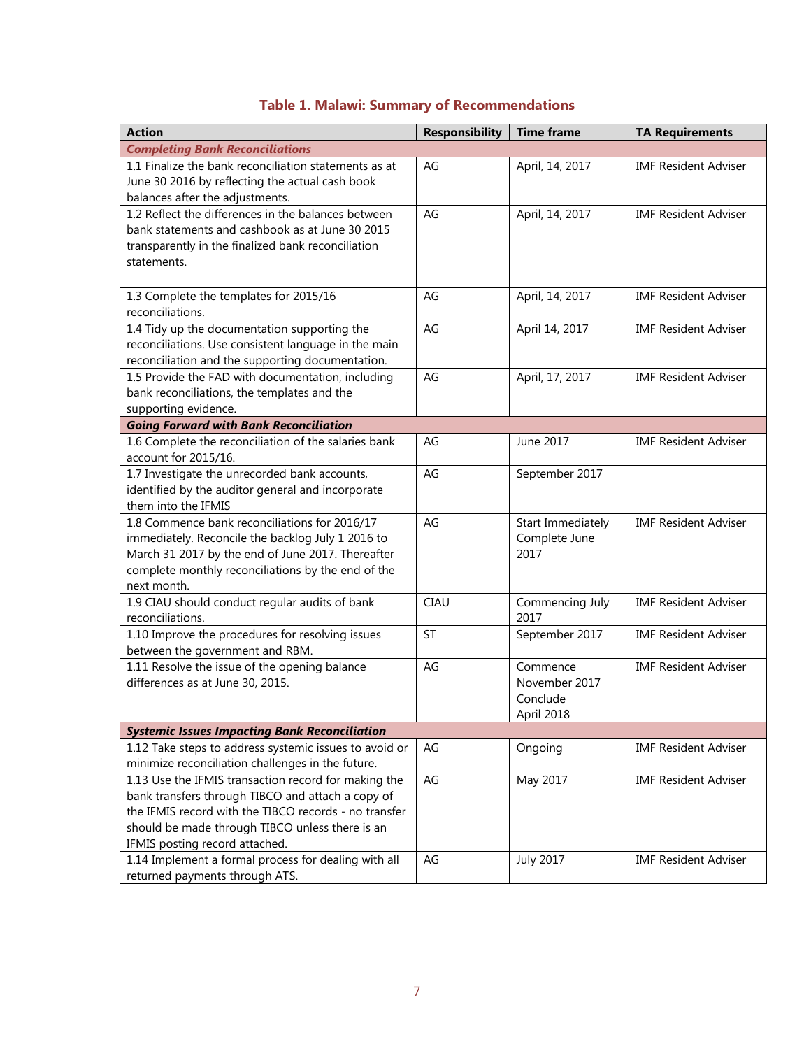**Table 1. Malawi: Summary of Recommendations**

| Action | Responsibility | Time frame | TA Requirements |
|---|---|---|---|
| ***Completing Bank Reconciliations*** | | | |
| 1.1 Finalize the bank reconciliation statements as at June 30 2016 by reflecting the actual cash book balances after the adjustments. | AG | April, 14, 2017 | IMF Resident Adviser |
| 1.2 Reflect the differences in the balances between bank statements and cashbook as at June 30 2015 transparently in the finalized bank reconciliation statements. | AG | April, 14, 2017 | IMF Resident Adviser |
| 1.3 Complete the templates for 2015/16 reconciliations. | AG | April, 14, 2017 | IMF Resident Adviser |
| 1.4 Tidy up the documentation supporting the reconciliations. Use consistent language in the main reconciliation and the supporting documentation. | AG | April 14, 2017 | IMF Resident Adviser |
| 1.5 Provide the FAD with documentation, including bank reconciliations, the templates and the supporting evidence. | AG | April, 17, 2017 | IMF Resident Adviser |
| ***Going Forward with Bank Reconciliation*** | | | |
| 1.6 Complete the reconciliation of the salaries bank account for 2015/16. | AG | June 2017 | IMF Resident Adviser |
| 1.7 Investigate the unrecorded bank accounts, identified by the auditor general and incorporate them into the IFMIS | AG | September 2017 | |
| 1.8 Commence bank reconciliations for 2016/17 immediately. Reconcile the backlog July 1 2016 to March 31 2017 by the end of June 2017. Thereafter complete monthly reconciliations by the end of the next month. | AG | Start Immediately Complete June 2017 | IMF Resident Adviser |
| 1.9 CIAU should conduct regular audits of bank reconciliations. | CIAU | Commencing July 2017 | IMF Resident Adviser |
| 1.10 Improve the procedures for resolving issues between the government and RBM. | ST | September 2017 | IMF Resident Adviser |
| 1.11 Resolve the issue of the opening balance differences as at June 30, 2015. | AG | Commence November 2017 Conclude April 2018 | IMF Resident Adviser |
| ***Systemic Issues Impacting Bank Reconciliation*** | | | |
| 1.12 Take steps to address systemic issues to avoid or minimize reconciliation challenges in the future. | AG | Ongoing | IMF Resident Adviser |
| 1.13 Use the IFMIS transaction record for making the bank transfers through TIBCO and attach a copy of the IFMIS record with the TIBCO records - no transfer should be made through TIBCO unless there is an IFMIS posting record attached. | AG | May 2017 | IMF Resident Adviser |
| 1.14 Implement a formal process for dealing with all returned payments through ATS. | AG | July 2017 | IMF Resident Adviser |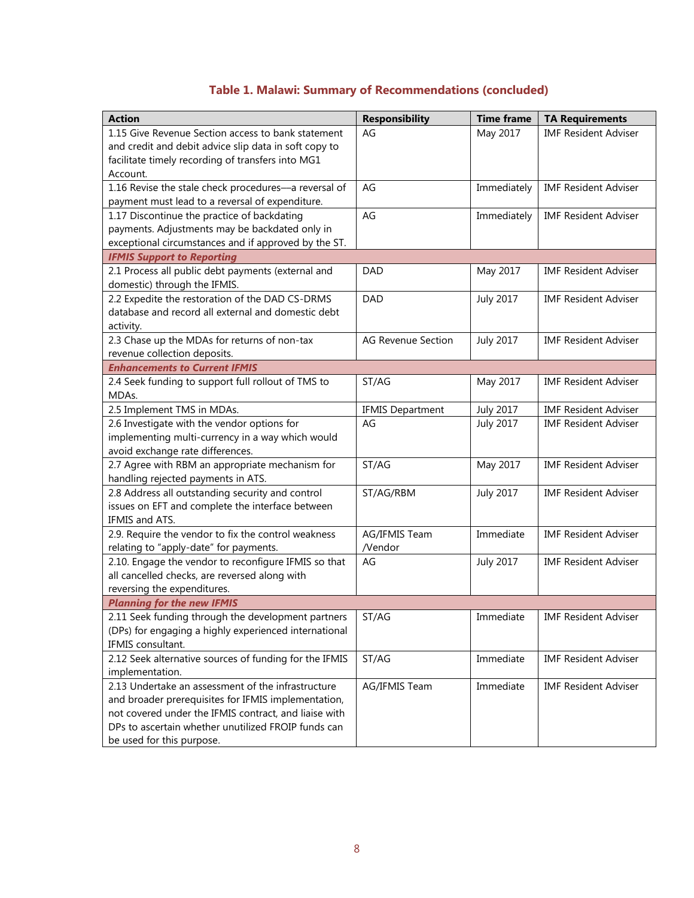**Table 1. Malawi: Summary of Recommendations (concluded)**

| Action | Responsibility | Time frame | TA Requirements |
|---|---|---|---|
| 1.15 Give Revenue Section access to bank statement and credit and debit advice slip data in soft copy to facilitate timely recording of transfers into MG1 Account. | AG | May 2017 | IMF Resident Adviser |
| 1.16 Revise the stale check procedures—a reversal of payment must lead to a reversal of expenditure. | AG | Immediately | IMF Resident Adviser |
| 1.17 Discontinue the practice of backdating payments. Adjustments may be backdated only in exceptional circumstances and if approved by the ST. | AG | Immediately | IMF Resident Adviser |
| ***IFMIS Support to Reporting*** | | | |
| 2.1 Process all public debt payments (external and domestic) through the IFMIS. | DAD | May 2017 | IMF Resident Adviser |
| 2.2 Expedite the restoration of the DAD CS-DRMS database and record all external and domestic debt activity. | DAD | July 2017 | IMF Resident Adviser |
| 2.3 Chase up the MDAs for returns of non-tax revenue collection deposits. | AG Revenue Section | July 2017 | IMF Resident Adviser |
| ***Enhancements to Current IFMIS*** | | | |
| 2.4 Seek funding to support full rollout of TMS to MDAs. | ST/AG | May 2017 | IMF Resident Adviser |
| 2.5 Implement TMS in MDAs. | IFMIS Department | July 2017 | IMF Resident Adviser |
| 2.6 Investigate with the vendor options for implementing multi-currency in a way which would avoid exchange rate differences. | AG | July 2017 | IMF Resident Adviser |
| 2.7 Agree with RBM an appropriate mechanism for handling rejected payments in ATS. | ST/AG | May 2017 | IMF Resident Adviser |
| 2.8 Address all outstanding security and control issues on EFT and complete the interface between IFMIS and ATS. | ST/AG/RBM | July 2017 | IMF Resident Adviser |
| 2.9. Require the vendor to fix the control weakness relating to "apply-date" for payments. | AG/IFMIS Team /Vendor | Immediate | IMF Resident Adviser |
| 2.10. Engage the vendor to reconfigure IFMIS so that all cancelled checks, are reversed along with reversing the expenditures. | AG | July 2017 | IMF Resident Adviser |
| ***Planning for the new IFMIS*** | | | |
| 2.11 Seek funding through the development partners (DPs) for engaging a highly experienced international IFMIS consultant. | ST/AG | Immediate | IMF Resident Adviser |
| 2.12 Seek alternative sources of funding for the IFMIS implementation. | ST/AG | Immediate | IMF Resident Adviser |
| 2.13 Undertake an assessment of the infrastructure and broader prerequisites for IFMIS implementation, not covered under the IFMIS contract, and liaise with DPs to ascertain whether unutilized FROIP funds can be used for this purpose. | AG/IFMIS Team | Immediate | IMF Resident Adviser |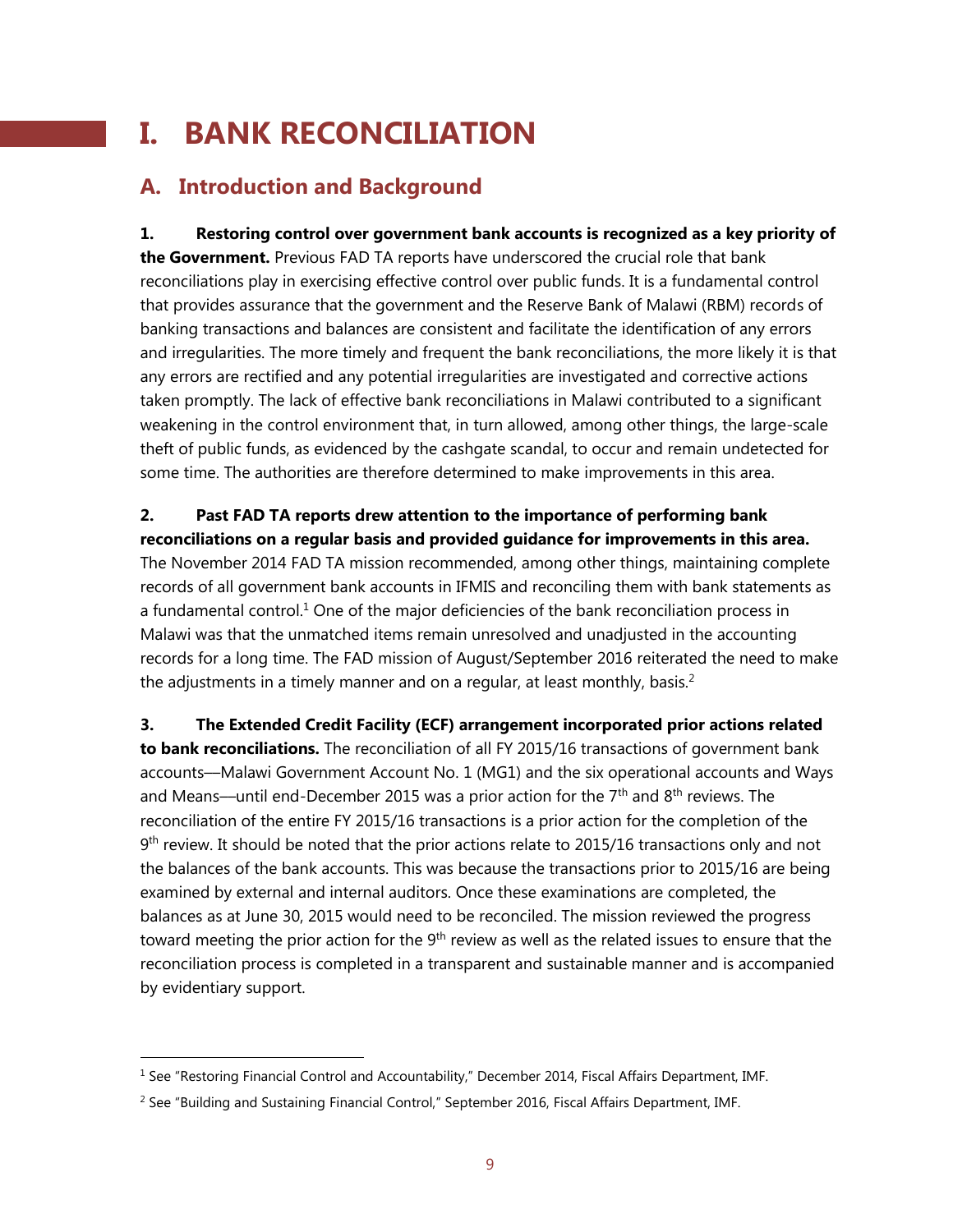# I. BANK RECONCILIATION

## A. Introduction and Background

**1. Restoring control over government bank accounts is recognized as a key priority of the Government.** Previous FAD TA reports have underscored the crucial role that bank reconciliations play in exercising effective control over public funds. It is a fundamental control that provides assurance that the government and the Reserve Bank of Malawi (RBM) records of banking transactions and balances are consistent and facilitate the identification of any errors and irregularities. The more timely and frequent the bank reconciliations, the more likely it is that any errors are rectified and any potential irregularities are investigated and corrective actions taken promptly. The lack of effective bank reconciliations in Malawi contributed to a significant weakening in the control environment that, in turn allowed, among other things, the large-scale theft of public funds, as evidenced by the cashgate scandal, to occur and remain undetected for some time. The authorities are therefore determined to make improvements in this area.

**2. Past FAD TA reports drew attention to the importance of performing bank reconciliations on a regular basis and provided guidance for improvements in this area.** The November 2014 FAD TA mission recommended, among other things, maintaining complete records of all government bank accounts in IFMIS and reconciling them with bank statements as a fundamental control.[1] One of the major deficiencies of the bank reconciliation process in Malawi was that the unmatched items remain unresolved and unadjusted in the accounting records for a long time. The FAD mission of August/September 2016 reiterated the need to make the adjustments in a timely manner and on a regular, at least monthly, basis.[2]

**3. The Extended Credit Facility (ECF) arrangement incorporated prior actions related to bank reconciliations.** The reconciliation of all FY 2015/16 transactions of government bank accounts—Malawi Government Account No. 1 (MG1) and the six operational accounts and Ways and Means—until end-December 2015 was a prior action for the 7th and 8th reviews. The reconciliation of the entire FY 2015/16 transactions is a prior action for the completion of the 9th review. It should be noted that the prior actions relate to 2015/16 transactions only and not the balances of the bank accounts. This was because the transactions prior to 2015/16 are being examined by external and internal auditors. Once these examinations are completed, the balances as at June 30, 2015 would need to be reconciled. The mission reviewed the progress toward meeting the prior action for the 9th review as well as the related issues to ensure that the reconciliation process is completed in a transparent and sustainable manner and is accompanied by evidentiary support.

---

[1] See "Restoring Financial Control and Accountability," December 2014, Fiscal Affairs Department, IMF.

[2] See "Building and Sustaining Financial Control," September 2016, Fiscal Affairs Department, IMF.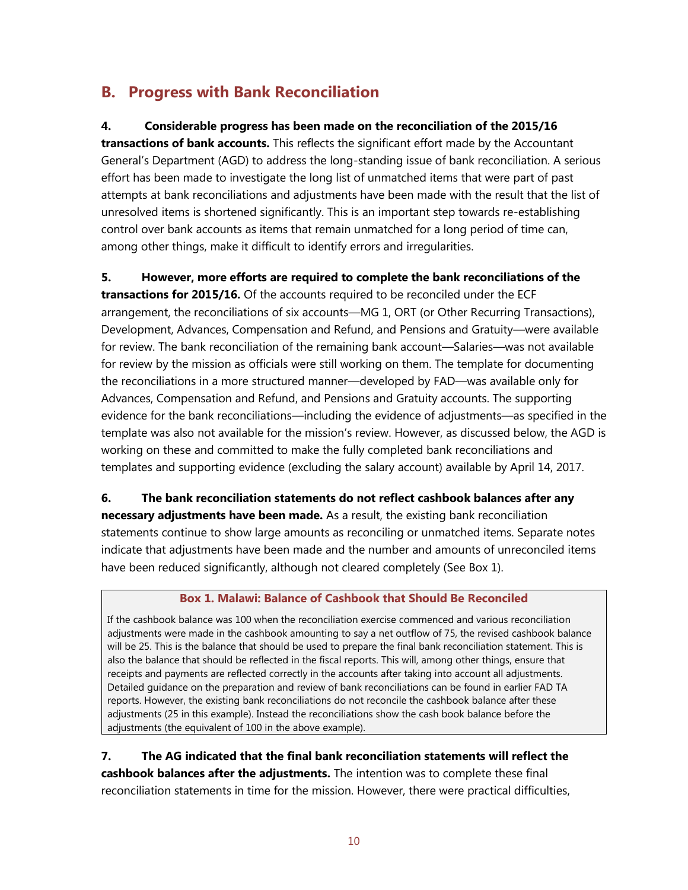## B. Progress with Bank Reconciliation

**4. Considerable progress has been made on the reconciliation of the 2015/16 transactions of bank accounts.** This reflects the significant effort made by the Accountant General's Department (AGD) to address the long-standing issue of bank reconciliation. A serious effort has been made to investigate the long list of unmatched items that were part of past attempts at bank reconciliations and adjustments have been made with the result that the list of unresolved items is shortened significantly. This is an important step towards re-establishing control over bank accounts as items that remain unmatched for a long period of time can, among other things, make it difficult to identify errors and irregularities.

**5. However, more efforts are required to complete the bank reconciliations of the transactions for 2015/16.** Of the accounts required to be reconciled under the ECF arrangement, the reconciliations of six accounts—MG 1, ORT (or Other Recurring Transactions), Development, Advances, Compensation and Refund, and Pensions and Gratuity—were available for review. The bank reconciliation of the remaining bank account—Salaries—was not available for review by the mission as officials were still working on them. The template for documenting the reconciliations in a more structured manner—developed by FAD—was available only for Advances, Compensation and Refund, and Pensions and Gratuity accounts. The supporting evidence for the bank reconciliations—including the evidence of adjustments—as specified in the template was also not available for the mission's review. However, as discussed below, the AGD is working on these and committed to make the fully completed bank reconciliations and templates and supporting evidence (excluding the salary account) available by April 14, 2017.

**6. The bank reconciliation statements do not reflect cashbook balances after any necessary adjustments have been made.** As a result, the existing bank reconciliation statements continue to show large amounts as reconciling or unmatched items. Separate notes indicate that adjustments have been made and the number and amounts of unreconciled items have been reduced significantly, although not cleared completely (See Box 1).

> **Box 1. Malawi: Balance of Cashbook that Should Be Reconciled**
>
> If the cashbook balance was 100 when the reconciliation exercise commenced and various reconciliation adjustments were made in the cashbook amounting to say a net outflow of 75, the revised cashbook balance will be 25. This is the balance that should be used to prepare the final bank reconciliation statement. This is also the balance that should be reflected in the fiscal reports. This will, among other things, ensure that receipts and payments are reflected correctly in the accounts after taking into account all adjustments. Detailed guidance on the preparation and review of bank reconciliations can be found in earlier FAD TA reports. However, the existing bank reconciliations do not reconcile the cashbook balance after these adjustments (25 in this example). Instead the reconciliations show the cash book balance before the adjustments (the equivalent of 100 in the above example).

**7. The AG indicated that the final bank reconciliation statements will reflect the cashbook balances after the adjustments.** The intention was to complete these final reconciliation statements in time for the mission. However, there were practical difficulties,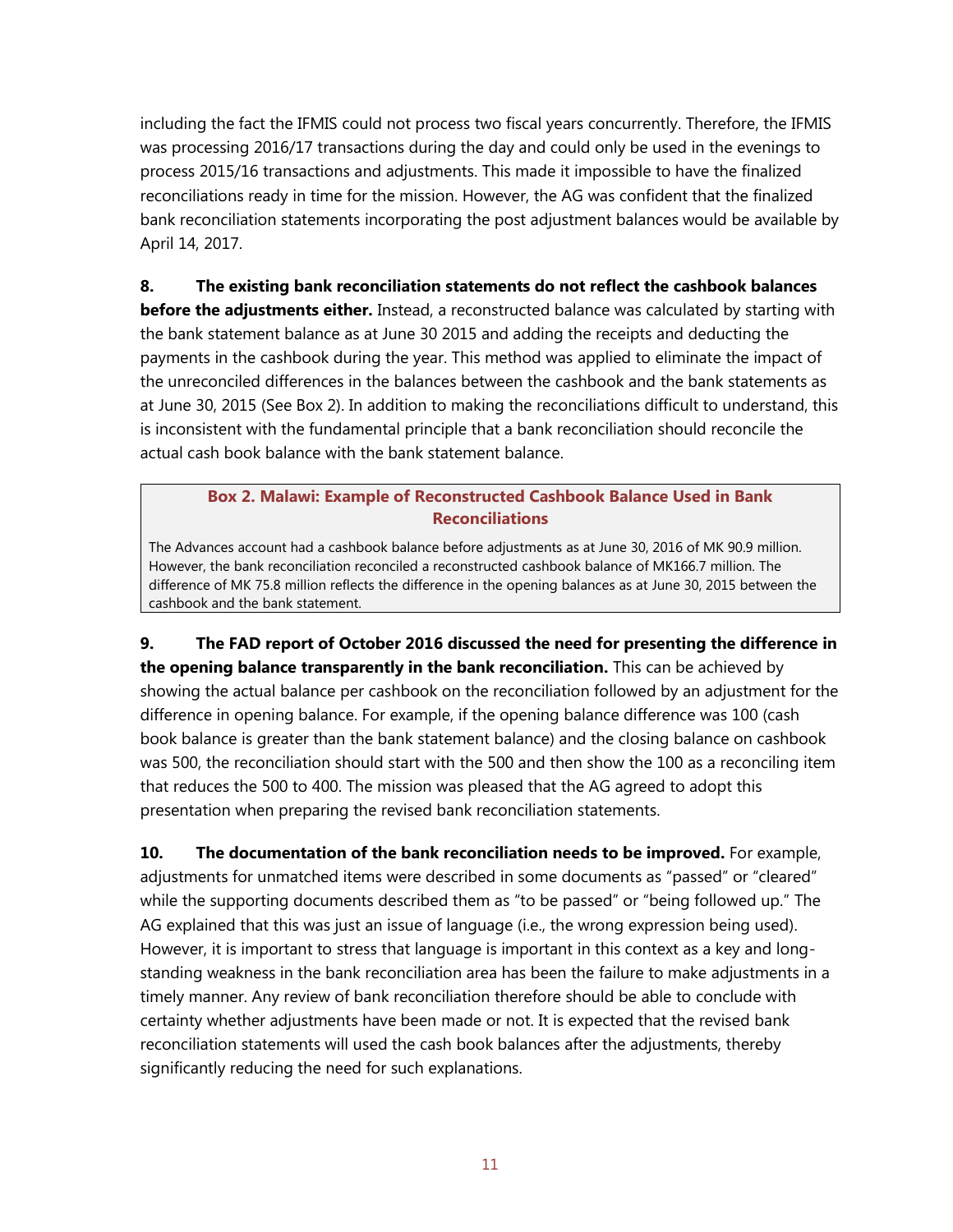including the fact the IFMIS could not process two fiscal years concurrently. Therefore, the IFMIS was processing 2016/17 transactions during the day and could only be used in the evenings to process 2015/16 transactions and adjustments. This made it impossible to have the finalized reconciliations ready in time for the mission. However, the AG was confident that the finalized bank reconciliation statements incorporating the post adjustment balances would be available by April 14, 2017.

**8. The existing bank reconciliation statements do not reflect the cashbook balances before the adjustments either.** Instead, a reconstructed balance was calculated by starting with the bank statement balance as at June 30 2015 and adding the receipts and deducting the payments in the cashbook during the year. This method was applied to eliminate the impact of the unreconciled differences in the balances between the cashbook and the bank statements as at June 30, 2015 (See Box 2). In addition to making the reconciliations difficult to understand, this is inconsistent with the fundamental principle that a bank reconciliation should reconcile the actual cash book balance with the bank statement balance.

> **Box 2. Malawi: Example of Reconstructed Cashbook Balance Used in Bank Reconciliations**
>
> The Advances account had a cashbook balance before adjustments as at June 30, 2016 of MK 90.9 million. However, the bank reconciliation reconciled a reconstructed cashbook balance of MK166.7 million. The difference of MK 75.8 million reflects the difference in the opening balances as at June 30, 2015 between the cashbook and the bank statement.

**9. The FAD report of October 2016 discussed the need for presenting the difference in the opening balance transparently in the bank reconciliation.** This can be achieved by showing the actual balance per cashbook on the reconciliation followed by an adjustment for the difference in opening balance. For example, if the opening balance difference was 100 (cash book balance is greater than the bank statement balance) and the closing balance on cashbook was 500, the reconciliation should start with the 500 and then show the 100 as a reconciling item that reduces the 500 to 400. The mission was pleased that the AG agreed to adopt this presentation when preparing the revised bank reconciliation statements.

**10. The documentation of the bank reconciliation needs to be improved.** For example, adjustments for unmatched items were described in some documents as "passed" or "cleared" while the supporting documents described them as "to be passed" or "being followed up." The AG explained that this was just an issue of language (i.e., the wrong expression being used). However, it is important to stress that language is important in this context as a key and long-standing weakness in the bank reconciliation area has been the failure to make adjustments in a timely manner. Any review of bank reconciliation therefore should be able to conclude with certainty whether adjustments have been made or not. It is expected that the revised bank reconciliation statements will used the cash book balances after the adjustments, thereby significantly reducing the need for such explanations.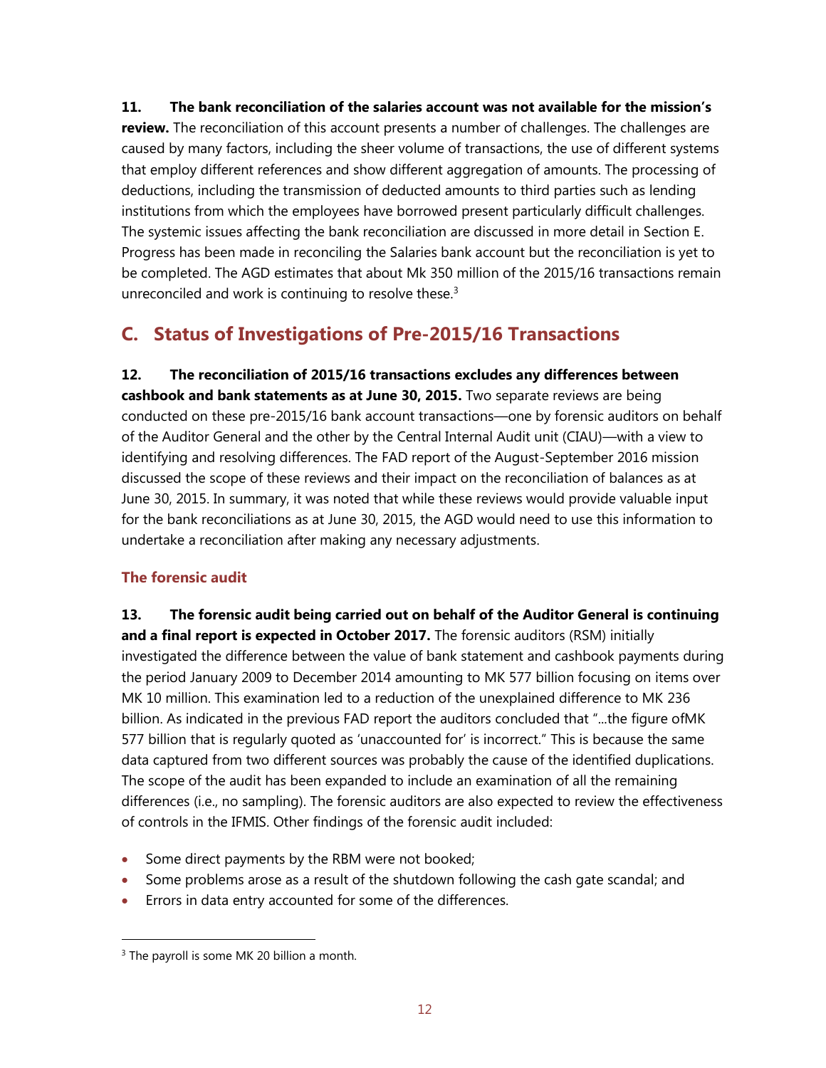**11. The bank reconciliation of the salaries account was not available for the mission's review.** The reconciliation of this account presents a number of challenges. The challenges are caused by many factors, including the sheer volume of transactions, the use of different systems that employ different references and show different aggregation of amounts. The processing of deductions, including the transmission of deducted amounts to third parties such as lending institutions from which the employees have borrowed present particularly difficult challenges. The systemic issues affecting the bank reconciliation are discussed in more detail in Section E. Progress has been made in reconciling the Salaries bank account but the reconciliation is yet to be completed. The AGD estimates that about Mk 350 million of the 2015/16 transactions remain unreconciled and work is continuing to resolve these.[3]

## C. Status of Investigations of Pre-2015/16 Transactions

**12. The reconciliation of 2015/16 transactions excludes any differences between cashbook and bank statements as at June 30, 2015.** Two separate reviews are being conducted on these pre-2015/16 bank account transactions—one by forensic auditors on behalf of the Auditor General and the other by the Central Internal Audit unit (CIAU)—with a view to identifying and resolving differences. The FAD report of the August-September 2016 mission discussed the scope of these reviews and their impact on the reconciliation of balances as at June 30, 2015. In summary, it was noted that while these reviews would provide valuable input for the bank reconciliations as at June 30, 2015, the AGD would need to use this information to undertake a reconciliation after making any necessary adjustments.

### The forensic audit

**13. The forensic audit being carried out on behalf of the Auditor General is continuing and a final report is expected in October 2017.** The forensic auditors (RSM) initially investigated the difference between the value of bank statement and cashbook payments during the period January 2009 to December 2014 amounting to MK 577 billion focusing on items over MK 10 million. This examination led to a reduction of the unexplained difference to MK 236 billion. As indicated in the previous FAD report the auditors concluded that "...the figure ofMK 577 billion that is regularly quoted as 'unaccounted for' is incorrect." This is because the same data captured from two different sources was probably the cause of the identified duplications. The scope of the audit has been expanded to include an examination of all the remaining differences (i.e., no sampling). The forensic auditors are also expected to review the effectiveness of controls in the IFMIS. Other findings of the forensic audit included:

- Some direct payments by the RBM were not booked;
- Some problems arose as a result of the shutdown following the cash gate scandal; and
- Errors in data entry accounted for some of the differences.

[3] The payroll is some MK 20 billion a month.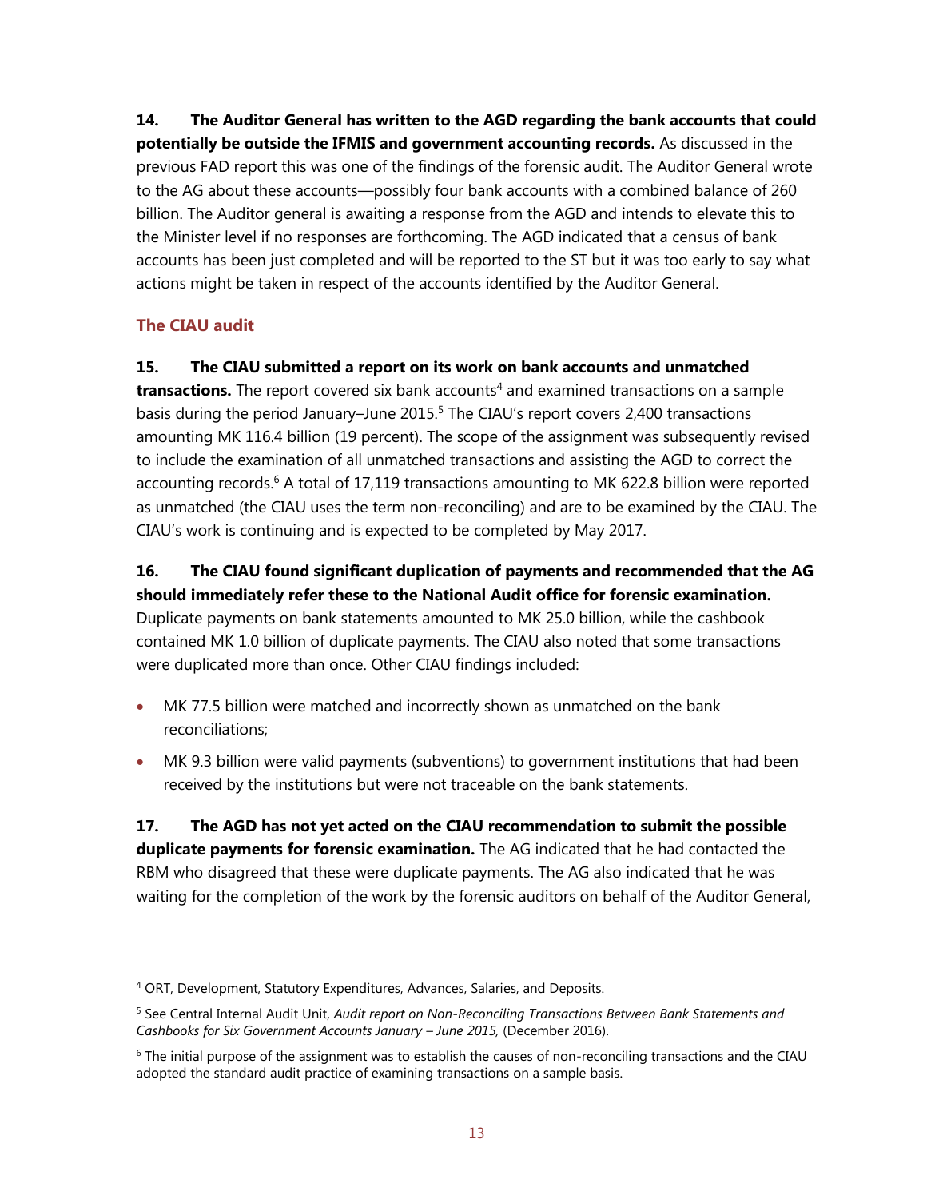**14. The Auditor General has written to the AGD regarding the bank accounts that could potentially be outside the IFMIS and government accounting records.** As discussed in the previous FAD report this was one of the findings of the forensic audit. The Auditor General wrote to the AG about these accounts—possibly four bank accounts with a combined balance of 260 billion. The Auditor general is awaiting a response from the AGD and intends to elevate this to the Minister level if no responses are forthcoming. The AGD indicated that a census of bank accounts has been just completed and will be reported to the ST but it was too early to say what actions might be taken in respect of the accounts identified by the Auditor General.

### The CIAU audit

**15. The CIAU submitted a report on its work on bank accounts and unmatched transactions.** The report covered six bank accounts[4] and examined transactions on a sample basis during the period January–June 2015.[5] The CIAU's report covers 2,400 transactions amounting MK 116.4 billion (19 percent). The scope of the assignment was subsequently revised to include the examination of all unmatched transactions and assisting the AGD to correct the accounting records.[6] A total of 17,119 transactions amounting to MK 622.8 billion were reported as unmatched (the CIAU uses the term non-reconciling) and are to be examined by the CIAU. The CIAU's work is continuing and is expected to be completed by May 2017.

**16. The CIAU found significant duplication of payments and recommended that the AG should immediately refer these to the National Audit office for forensic examination.** Duplicate payments on bank statements amounted to MK 25.0 billion, while the cashbook contained MK 1.0 billion of duplicate payments. The CIAU also noted that some transactions were duplicated more than once. Other CIAU findings included:

- MK 77.5 billion were matched and incorrectly shown as unmatched on the bank reconciliations;
- MK 9.3 billion were valid payments (subventions) to government institutions that had been received by the institutions but were not traceable on the bank statements.

**17. The AGD has not yet acted on the CIAU recommendation to submit the possible duplicate payments for forensic examination.** The AG indicated that he had contacted the RBM who disagreed that these were duplicate payments. The AG also indicated that he was waiting for the completion of the work by the forensic auditors on behalf of the Auditor General,

---

[4] ORT, Development, Statutory Expenditures, Advances, Salaries, and Deposits.

[5] See Central Internal Audit Unit, *Audit report on Non-Reconciling Transactions Between Bank Statements and Cashbooks for Six Government Accounts January – June 2015,* (December 2016).

[6] The initial purpose of the assignment was to establish the causes of non-reconciling transactions and the CIAU adopted the standard audit practice of examining transactions on a sample basis.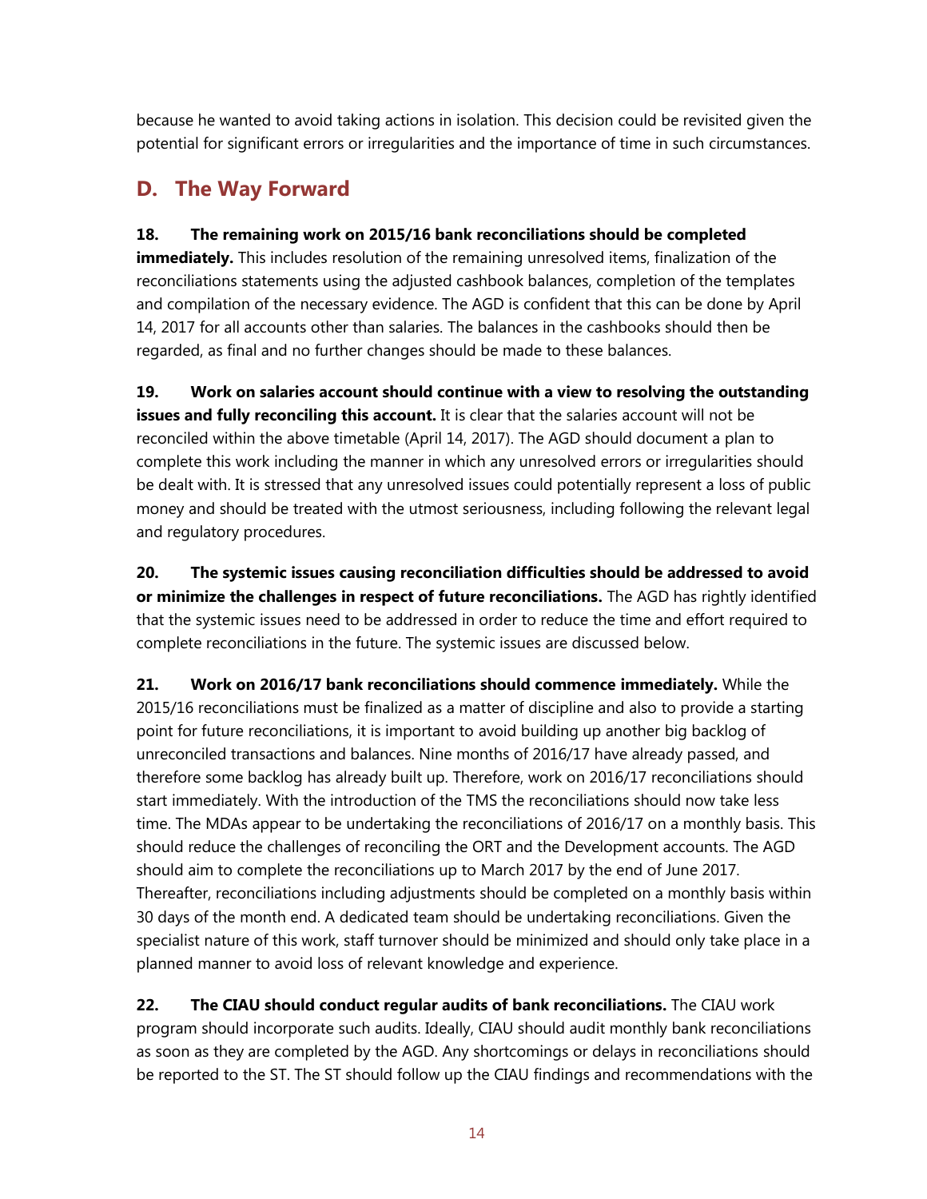because he wanted to avoid taking actions in isolation. This decision could be revisited given the potential for significant errors or irregularities and the importance of time in such circumstances.

## D. The Way Forward

**18. The remaining work on 2015/16 bank reconciliations should be completed immediately.** This includes resolution of the remaining unresolved items, finalization of the reconciliations statements using the adjusted cashbook balances, completion of the templates and compilation of the necessary evidence. The AGD is confident that this can be done by April 14, 2017 for all accounts other than salaries. The balances in the cashbooks should then be regarded, as final and no further changes should be made to these balances.

**19. Work on salaries account should continue with a view to resolving the outstanding issues and fully reconciling this account.** It is clear that the salaries account will not be reconciled within the above timetable (April 14, 2017). The AGD should document a plan to complete this work including the manner in which any unresolved errors or irregularities should be dealt with. It is stressed that any unresolved issues could potentially represent a loss of public money and should be treated with the utmost seriousness, including following the relevant legal and regulatory procedures.

**20. The systemic issues causing reconciliation difficulties should be addressed to avoid or minimize the challenges in respect of future reconciliations.** The AGD has rightly identified that the systemic issues need to be addressed in order to reduce the time and effort required to complete reconciliations in the future. The systemic issues are discussed below.

**21. Work on 2016/17 bank reconciliations should commence immediately.** While the 2015/16 reconciliations must be finalized as a matter of discipline and also to provide a starting point for future reconciliations, it is important to avoid building up another big backlog of unreconciled transactions and balances. Nine months of 2016/17 have already passed, and therefore some backlog has already built up. Therefore, work on 2016/17 reconciliations should start immediately. With the introduction of the TMS the reconciliations should now take less time. The MDAs appear to be undertaking the reconciliations of 2016/17 on a monthly basis. This should reduce the challenges of reconciling the ORT and the Development accounts. The AGD should aim to complete the reconciliations up to March 2017 by the end of June 2017. Thereafter, reconciliations including adjustments should be completed on a monthly basis within 30 days of the month end. A dedicated team should be undertaking reconciliations. Given the specialist nature of this work, staff turnover should be minimized and should only take place in a planned manner to avoid loss of relevant knowledge and experience.

**22. The CIAU should conduct regular audits of bank reconciliations.** The CIAU work program should incorporate such audits. Ideally, CIAU should audit monthly bank reconciliations as soon as they are completed by the AGD. Any shortcomings or delays in reconciliations should be reported to the ST. The ST should follow up the CIAU findings and recommendations with the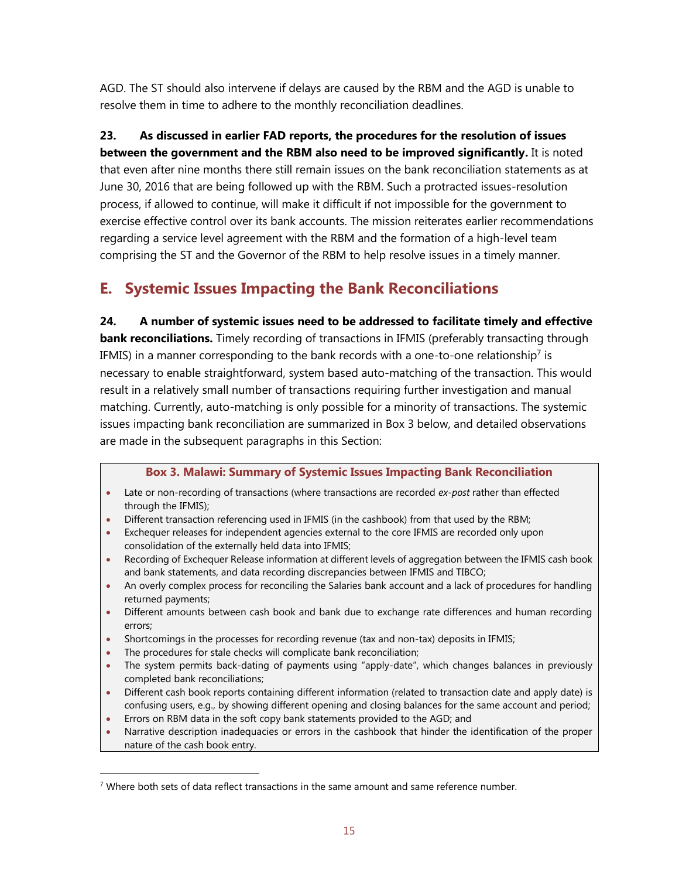AGD. The ST should also intervene if delays are caused by the RBM and the AGD is unable to resolve them in time to adhere to the monthly reconciliation deadlines.

**23. As discussed in earlier FAD reports, the procedures for the resolution of issues between the government and the RBM also need to be improved significantly.** It is noted that even after nine months there still remain issues on the bank reconciliation statements as at June 30, 2016 that are being followed up with the RBM. Such a protracted issues-resolution process, if allowed to continue, will make it difficult if not impossible for the government to exercise effective control over its bank accounts. The mission reiterates earlier recommendations regarding a service level agreement with the RBM and the formation of a high-level team comprising the ST and the Governor of the RBM to help resolve issues in a timely manner.

## E. Systemic Issues Impacting the Bank Reconciliations

**24. A number of systemic issues need to be addressed to facilitate timely and effective bank reconciliations.** Timely recording of transactions in IFMIS (preferably transacting through IFMIS) in a manner corresponding to the bank records with a one-to-one relationship[7] is necessary to enable straightforward, system based auto-matching of the transaction. This would result in a relatively small number of transactions requiring further investigation and manual matching. Currently, auto-matching is only possible for a minority of transactions. The systemic issues impacting bank reconciliation are summarized in Box 3 below, and detailed observations are made in the subsequent paragraphs in this Section:

**Box 3. Malawi: Summary of Systemic Issues Impacting Bank Reconciliation**

- Late or non-recording of transactions (where transactions are recorded *ex-post* rather than effected through the IFMIS);
- Different transaction referencing used in IFMIS (in the cashbook) from that used by the RBM;
- Exchequer releases for independent agencies external to the core IFMIS are recorded only upon consolidation of the externally held data into IFMIS;
- Recording of Exchequer Release information at different levels of aggregation between the IFMIS cash book and bank statements, and data recording discrepancies between IFMIS and TIBCO;
- An overly complex process for reconciling the Salaries bank account and a lack of procedures for handling returned payments;
- Different amounts between cash book and bank due to exchange rate differences and human recording errors;
- Shortcomings in the processes for recording revenue (tax and non-tax) deposits in IFMIS;
- The procedures for stale checks will complicate bank reconciliation;
- The system permits back-dating of payments using "apply-date", which changes balances in previously completed bank reconciliations;
- Different cash book reports containing different information (related to transaction date and apply date) is confusing users, e.g., by showing different opening and closing balances for the same account and period;
- Errors on RBM data in the soft copy bank statements provided to the AGD; and
- Narrative description inadequacies or errors in the cashbook that hinder the identification of the proper nature of the cash book entry.

[7] Where both sets of data reflect transactions in the same amount and same reference number.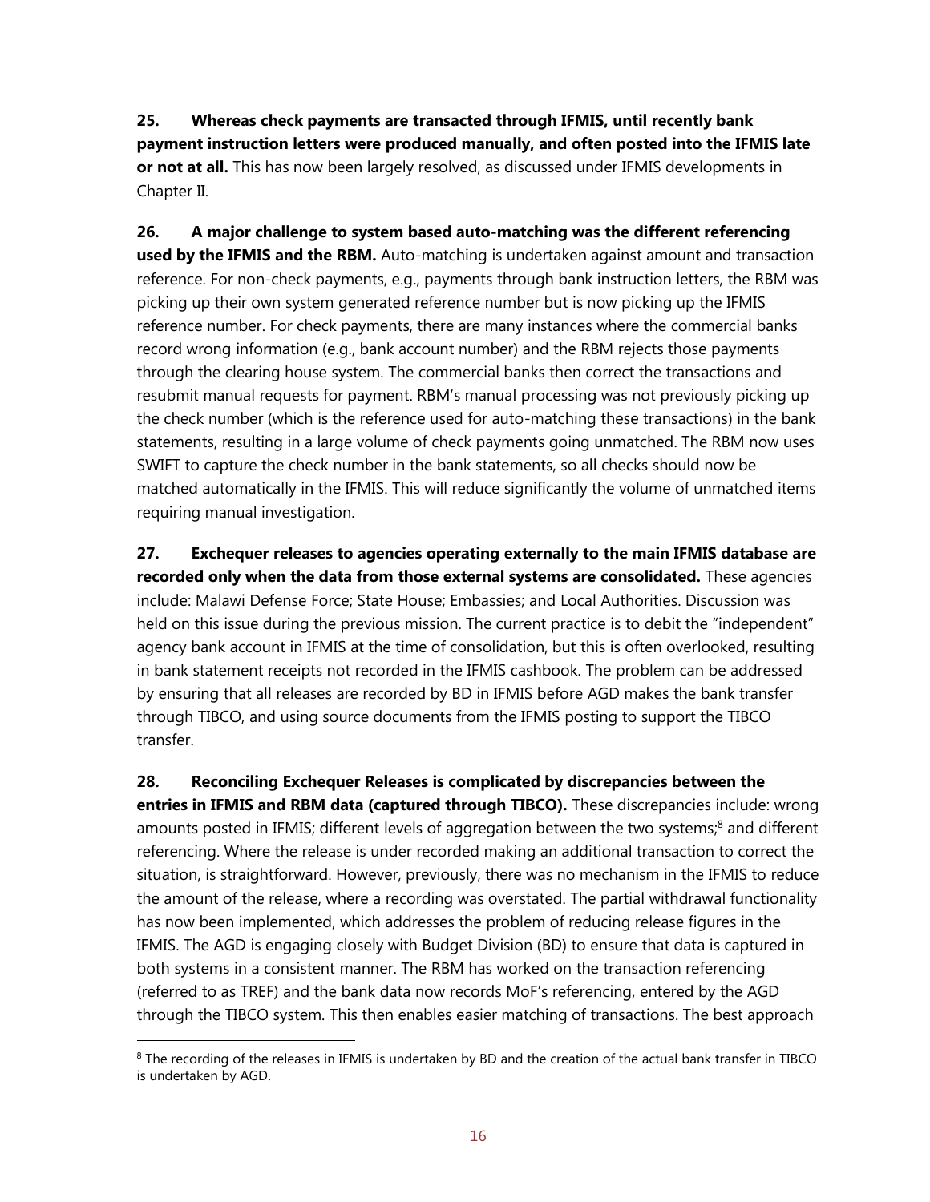**25. Whereas check payments are transacted through IFMIS, until recently bank payment instruction letters were produced manually, and often posted into the IFMIS late or not at all.** This has now been largely resolved, as discussed under IFMIS developments in Chapter II.

**26. A major challenge to system based auto-matching was the different referencing used by the IFMIS and the RBM.** Auto-matching is undertaken against amount and transaction reference. For non-check payments, e.g., payments through bank instruction letters, the RBM was picking up their own system generated reference number but is now picking up the IFMIS reference number. For check payments, there are many instances where the commercial banks record wrong information (e.g., bank account number) and the RBM rejects those payments through the clearing house system. The commercial banks then correct the transactions and resubmit manual requests for payment. RBM's manual processing was not previously picking up the check number (which is the reference used for auto-matching these transactions) in the bank statements, resulting in a large volume of check payments going unmatched. The RBM now uses SWIFT to capture the check number in the bank statements, so all checks should now be matched automatically in the IFMIS. This will reduce significantly the volume of unmatched items requiring manual investigation.

**27. Exchequer releases to agencies operating externally to the main IFMIS database are recorded only when the data from those external systems are consolidated.** These agencies include: Malawi Defense Force; State House; Embassies; and Local Authorities. Discussion was held on this issue during the previous mission. The current practice is to debit the "independent" agency bank account in IFMIS at the time of consolidation, but this is often overlooked, resulting in bank statement receipts not recorded in the IFMIS cashbook. The problem can be addressed by ensuring that all releases are recorded by BD in IFMIS before AGD makes the bank transfer through TIBCO, and using source documents from the IFMIS posting to support the TIBCO transfer.

**28. Reconciling Exchequer Releases is complicated by discrepancies between the entries in IFMIS and RBM data (captured through TIBCO).** These discrepancies include: wrong amounts posted in IFMIS; different levels of aggregation between the two systems;[8] and different referencing. Where the release is under recorded making an additional transaction to correct the situation, is straightforward. However, previously, there was no mechanism in the IFMIS to reduce the amount of the release, where a recording was overstated. The partial withdrawal functionality has now been implemented, which addresses the problem of reducing release figures in the IFMIS. The AGD is engaging closely with Budget Division (BD) to ensure that data is captured in both systems in a consistent manner. The RBM has worked on the transaction referencing (referred to as TREF) and the bank data now records MoF's referencing, entered by the AGD through the TIBCO system. This then enables easier matching of transactions. The best approach

---

[8] The recording of the releases in IFMIS is undertaken by BD and the creation of the actual bank transfer in TIBCO is undertaken by AGD.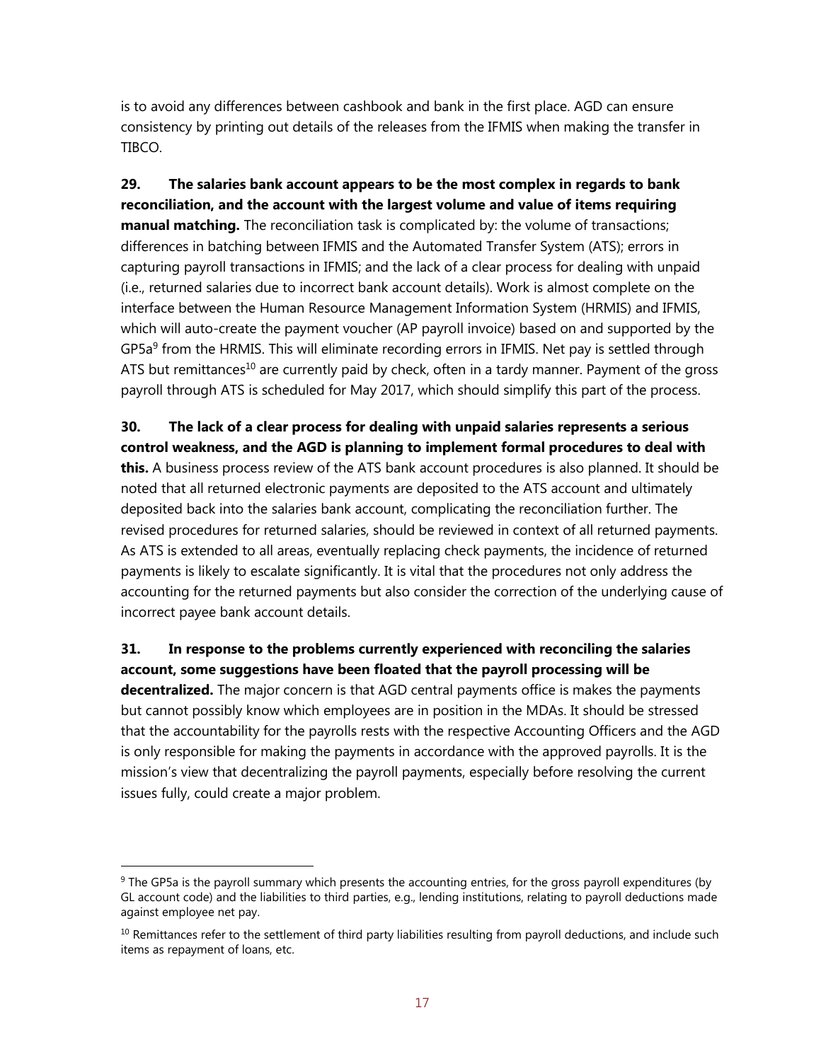is to avoid any differences between cashbook and bank in the first place. AGD can ensure consistency by printing out details of the releases from the IFMIS when making the transfer in TIBCO.

**29. The salaries bank account appears to be the most complex in regards to bank reconciliation, and the account with the largest volume and value of items requiring manual matching.** The reconciliation task is complicated by: the volume of transactions; differences in batching between IFMIS and the Automated Transfer System (ATS); errors in capturing payroll transactions in IFMIS; and the lack of a clear process for dealing with unpaid (i.e., returned salaries due to incorrect bank account details). Work is almost complete on the interface between the Human Resource Management Information System (HRMIS) and IFMIS, which will auto-create the payment voucher (AP payroll invoice) based on and supported by the GP5a[9] from the HRMIS. This will eliminate recording errors in IFMIS. Net pay is settled through ATS but remittances[10] are currently paid by check, often in a tardy manner. Payment of the gross payroll through ATS is scheduled for May 2017, which should simplify this part of the process.

**30. The lack of a clear process for dealing with unpaid salaries represents a serious control weakness, and the AGD is planning to implement formal procedures to deal with this.** A business process review of the ATS bank account procedures is also planned. It should be noted that all returned electronic payments are deposited to the ATS account and ultimately deposited back into the salaries bank account, complicating the reconciliation further. The revised procedures for returned salaries, should be reviewed in context of all returned payments. As ATS is extended to all areas, eventually replacing check payments, the incidence of returned payments is likely to escalate significantly. It is vital that the procedures not only address the accounting for the returned payments but also consider the correction of the underlying cause of incorrect payee bank account details.

**31. In response to the problems currently experienced with reconciling the salaries account, some suggestions have been floated that the payroll processing will be decentralized.** The major concern is that AGD central payments office is makes the payments but cannot possibly know which employees are in position in the MDAs. It should be stressed that the accountability for the payrolls rests with the respective Accounting Officers and the AGD is only responsible for making the payments in accordance with the approved payrolls. It is the mission's view that decentralizing the payroll payments, especially before resolving the current issues fully, could create a major problem.

---

[9] The GP5a is the payroll summary which presents the accounting entries, for the gross payroll expenditures (by GL account code) and the liabilities to third parties, e.g., lending institutions, relating to payroll deductions made against employee net pay.

[10] Remittances refer to the settlement of third party liabilities resulting from payroll deductions, and include such items as repayment of loans, etc.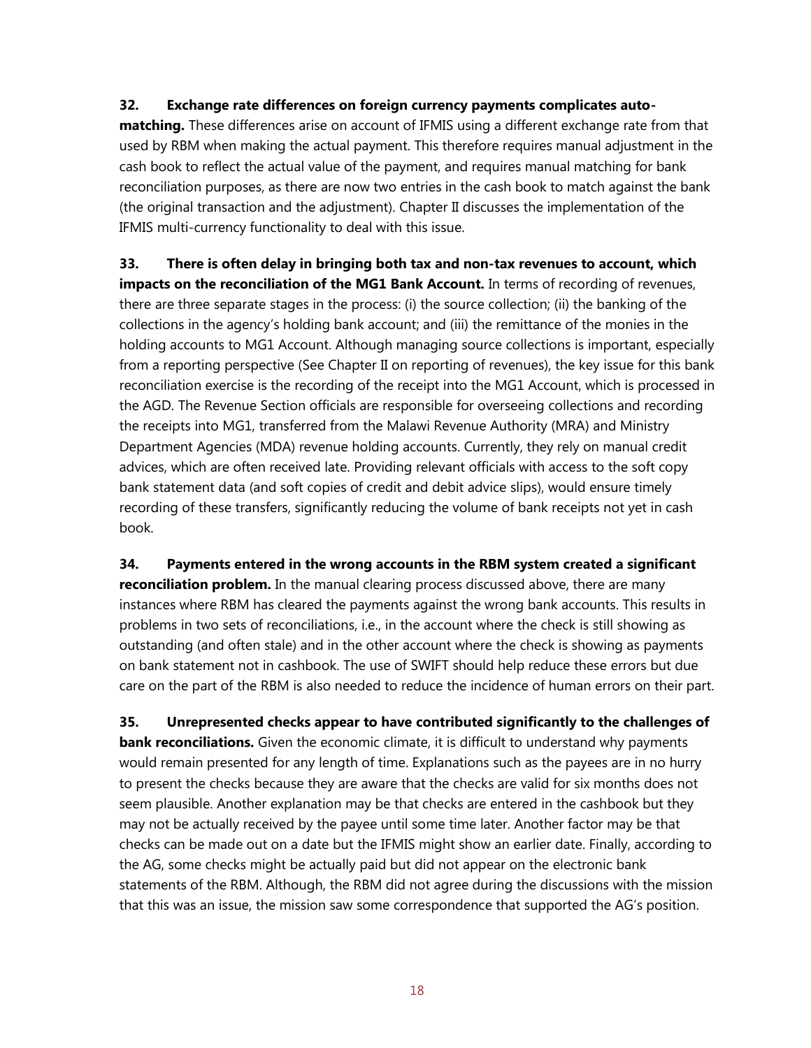**32. Exchange rate differences on foreign currency payments complicates auto-matching.** These differences arise on account of IFMIS using a different exchange rate from that used by RBM when making the actual payment. This therefore requires manual adjustment in the cash book to reflect the actual value of the payment, and requires manual matching for bank reconciliation purposes, as there are now two entries in the cash book to match against the bank (the original transaction and the adjustment). Chapter II discusses the implementation of the IFMIS multi-currency functionality to deal with this issue.

**33. There is often delay in bringing both tax and non-tax revenues to account, which impacts on the reconciliation of the MG1 Bank Account.** In terms of recording of revenues, there are three separate stages in the process: (i) the source collection; (ii) the banking of the collections in the agency's holding bank account; and (iii) the remittance of the monies in the holding accounts to MG1 Account. Although managing source collections is important, especially from a reporting perspective (See Chapter II on reporting of revenues), the key issue for this bank reconciliation exercise is the recording of the receipt into the MG1 Account, which is processed in the AGD. The Revenue Section officials are responsible for overseeing collections and recording the receipts into MG1, transferred from the Malawi Revenue Authority (MRA) and Ministry Department Agencies (MDA) revenue holding accounts. Currently, they rely on manual credit advices, which are often received late. Providing relevant officials with access to the soft copy bank statement data (and soft copies of credit and debit advice slips), would ensure timely recording of these transfers, significantly reducing the volume of bank receipts not yet in cash book.

**34. Payments entered in the wrong accounts in the RBM system created a significant reconciliation problem.** In the manual clearing process discussed above, there are many instances where RBM has cleared the payments against the wrong bank accounts. This results in problems in two sets of reconciliations, i.e., in the account where the check is still showing as outstanding (and often stale) and in the other account where the check is showing as payments on bank statement not in cashbook. The use of SWIFT should help reduce these errors but due care on the part of the RBM is also needed to reduce the incidence of human errors on their part.

**35. Unrepresented checks appear to have contributed significantly to the challenges of bank reconciliations.** Given the economic climate, it is difficult to understand why payments would remain presented for any length of time. Explanations such as the payees are in no hurry to present the checks because they are aware that the checks are valid for six months does not seem plausible. Another explanation may be that checks are entered in the cashbook but they may not be actually received by the payee until some time later. Another factor may be that checks can be made out on a date but the IFMIS might show an earlier date. Finally, according to the AG, some checks might be actually paid but did not appear on the electronic bank statements of the RBM. Although, the RBM did not agree during the discussions with the mission that this was an issue, the mission saw some correspondence that supported the AG's position.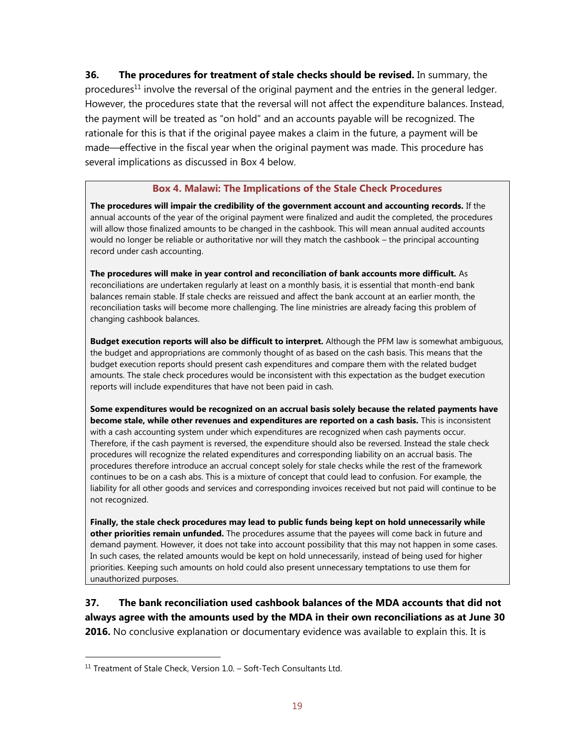**36. The procedures for treatment of stale checks should be revised.** In summary, the procedures[11] involve the reversal of the original payment and the entries in the general ledger. However, the procedures state that the reversal will not affect the expenditure balances. Instead, the payment will be treated as "on hold" and an accounts payable will be recognized. The rationale for this is that if the original payee makes a claim in the future, a payment will be made—effective in the fiscal year when the original payment was made. This procedure has several implications as discussed in Box 4 below.

> **Box 4. Malawi: The Implications of the Stale Check Procedures**
>
> **The procedures will impair the credibility of the government account and accounting records.** If the annual accounts of the year of the original payment were finalized and audit the completed, the procedures will allow those finalized amounts to be changed in the cashbook. This will mean annual audited accounts would no longer be reliable or authoritative nor will they match the cashbook – the principal accounting record under cash accounting.
>
> **The procedures will make in year control and reconciliation of bank accounts more difficult.** As reconciliations are undertaken regularly at least on a monthly basis, it is essential that month-end bank balances remain stable. If stale checks are reissued and affect the bank account at an earlier month, the reconciliation tasks will become more challenging. The line ministries are already facing this problem of changing cashbook balances.
>
> **Budget execution reports will also be difficult to interpret.** Although the PFM law is somewhat ambiguous, the budget and appropriations are commonly thought of as based on the cash basis. This means that the budget execution reports should present cash expenditures and compare them with the related budget amounts. The stale check procedures would be inconsistent with this expectation as the budget execution reports will include expenditures that have not been paid in cash.
>
> **Some expenditures would be recognized on an accrual basis solely because the related payments have become stale, while other revenues and expenditures are reported on a cash basis.** This is inconsistent with a cash accounting system under which expenditures are recognized when cash payments occur. Therefore, if the cash payment is reversed, the expenditure should also be reversed. Instead the stale check procedures will recognize the related expenditures and corresponding liability on an accrual basis. The procedures therefore introduce an accrual concept solely for stale checks while the rest of the framework continues to be on a cash abs. This is a mixture of concept that could lead to confusion. For example, the liability for all other goods and services and corresponding invoices received but not paid will continue to be not recognized.
>
> **Finally, the stale check procedures may lead to public funds being kept on hold unnecessarily while other priorities remain unfunded.** The procedures assume that the payees will come back in future and demand payment. However, it does not take into account possibility that this may not happen in some cases. In such cases, the related amounts would be kept on hold unnecessarily, instead of being used for higher priorities. Keeping such amounts on hold could also present unnecessary temptations to use them for unauthorized purposes.

**37. The bank reconciliation used cashbook balances of the MDA accounts that did not always agree with the amounts used by the MDA in their own reconciliations as at June 30 2016.** No conclusive explanation or documentary evidence was available to explain this. It is

[11] Treatment of Stale Check, Version 1.0. – Soft-Tech Consultants Ltd.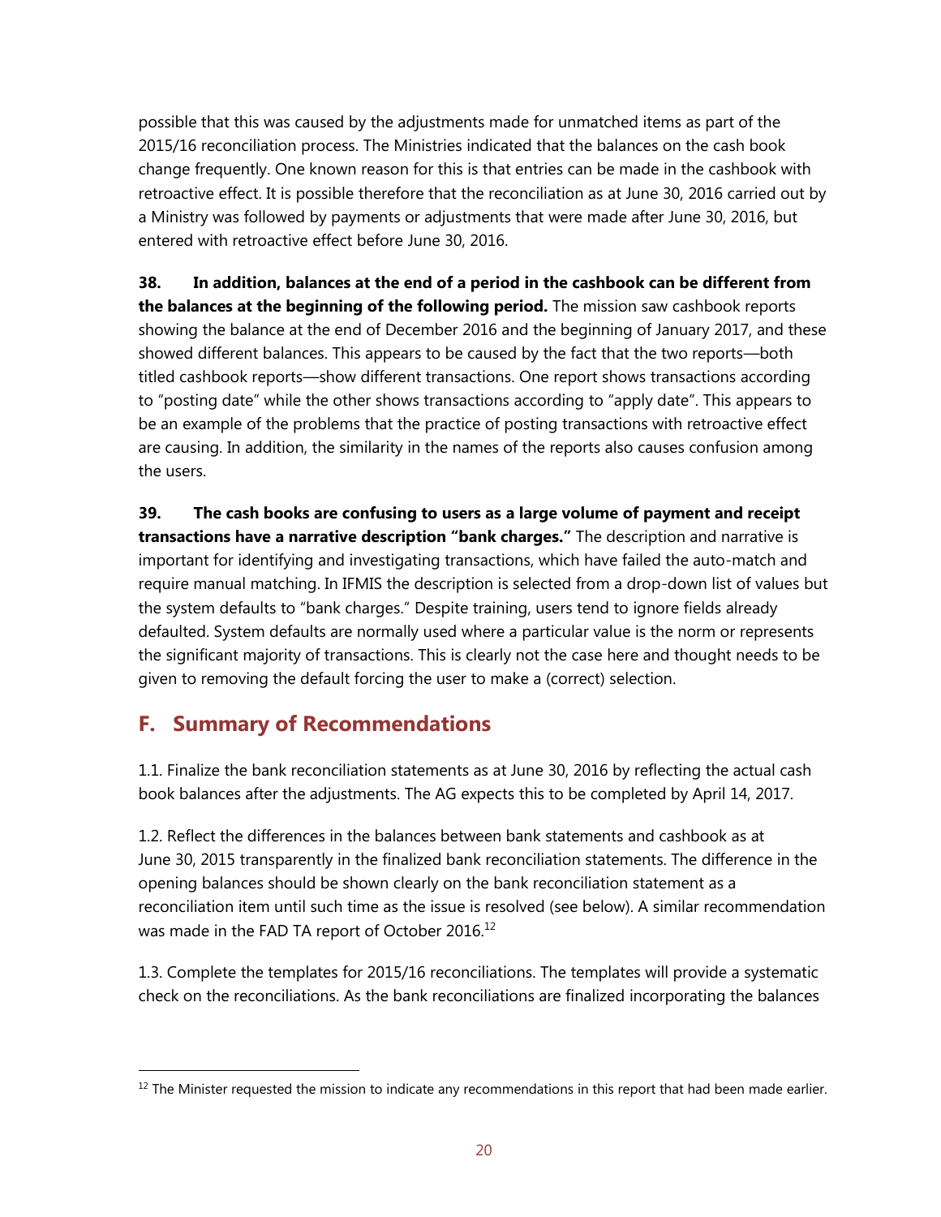possible that this was caused by the adjustments made for unmatched items as part of the 2015/16 reconciliation process. The Ministries indicated that the balances on the cash book change frequently. One known reason for this is that entries can be made in the cashbook with retroactive effect. It is possible therefore that the reconciliation as at June 30, 2016 carried out by a Ministry was followed by payments or adjustments that were made after June 30, 2016, but entered with retroactive effect before June 30, 2016.

**38. In addition, balances at the end of a period in the cashbook can be different from the balances at the beginning of the following period.** The mission saw cashbook reports showing the balance at the end of December 2016 and the beginning of January 2017, and these showed different balances. This appears to be caused by the fact that the two reports—both titled cashbook reports—show different transactions. One report shows transactions according to "posting date" while the other shows transactions according to "apply date". This appears to be an example of the problems that the practice of posting transactions with retroactive effect are causing. In addition, the similarity in the names of the reports also causes confusion among the users.

**39. The cash books are confusing to users as a large volume of payment and receipt transactions have a narrative description "bank charges."** The description and narrative is important for identifying and investigating transactions, which have failed the auto-match and require manual matching. In IFMIS the description is selected from a drop-down list of values but the system defaults to "bank charges." Despite training, users tend to ignore fields already defaulted. System defaults are normally used where a particular value is the norm or represents the significant majority of transactions. This is clearly not the case here and thought needs to be given to removing the default forcing the user to make a (correct) selection.

## F. Summary of Recommendations

1.1. Finalize the bank reconciliation statements as at June 30, 2016 by reflecting the actual cash book balances after the adjustments. The AG expects this to be completed by April 14, 2017.

1.2. Reflect the differences in the balances between bank statements and cashbook as at June 30, 2015 transparently in the finalized bank reconciliation statements. The difference in the opening balances should be shown clearly on the bank reconciliation statement as a reconciliation item until such time as the issue is resolved (see below). A similar recommendation was made in the FAD TA report of October 2016.[12]

1.3. Complete the templates for 2015/16 reconciliations. The templates will provide a systematic check on the reconciliations. As the bank reconciliations are finalized incorporating the balances

[12] The Minister requested the mission to indicate any recommendations in this report that had been made earlier.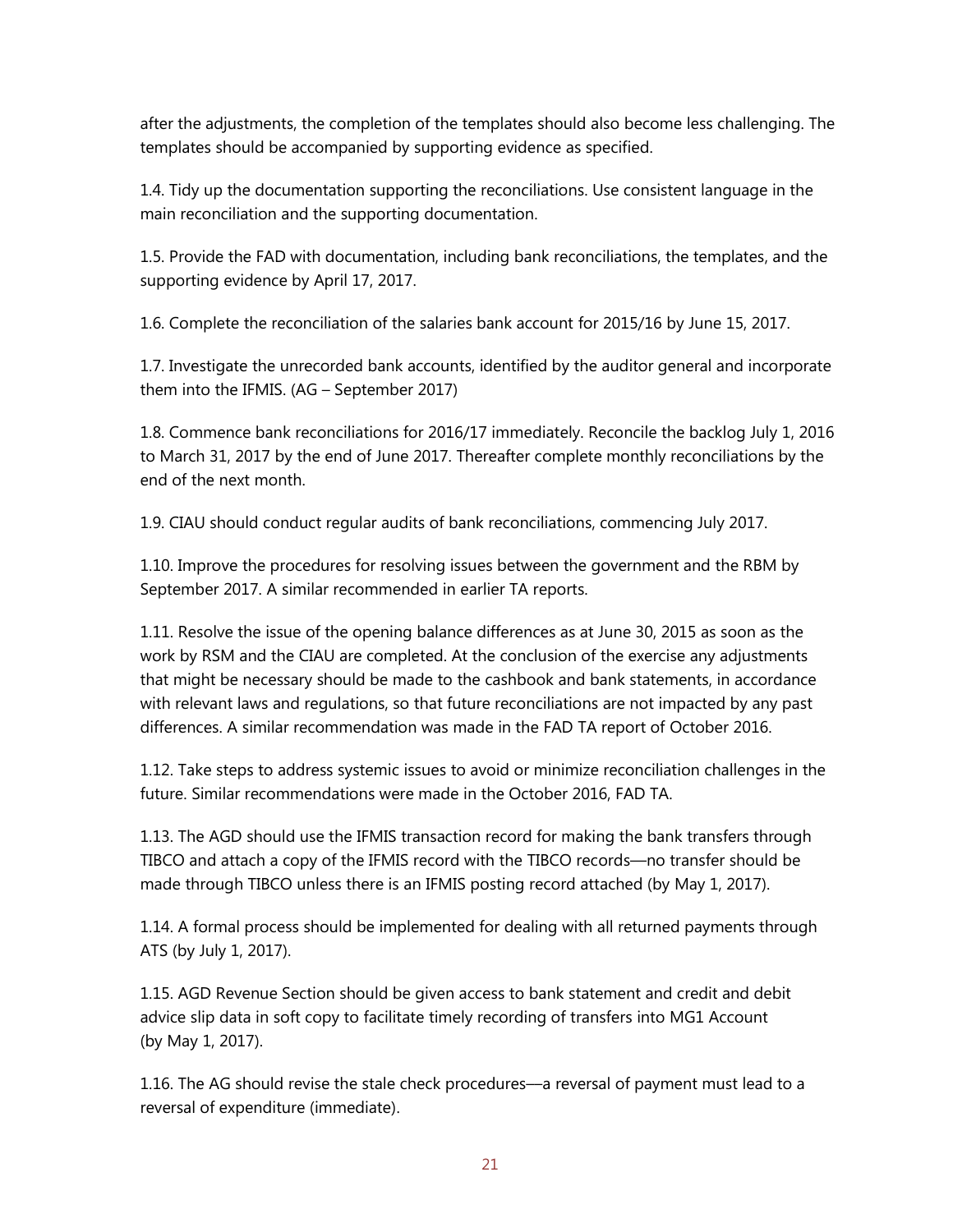after the adjustments, the completion of the templates should also become less challenging. The templates should be accompanied by supporting evidence as specified.

1.4. Tidy up the documentation supporting the reconciliations. Use consistent language in the main reconciliation and the supporting documentation.

1.5. Provide the FAD with documentation, including bank reconciliations, the templates, and the supporting evidence by April 17, 2017.

1.6. Complete the reconciliation of the salaries bank account for 2015/16 by June 15, 2017.

1.7. Investigate the unrecorded bank accounts, identified by the auditor general and incorporate them into the IFMIS. (AG – September 2017)

1.8. Commence bank reconciliations for 2016/17 immediately. Reconcile the backlog July 1, 2016 to March 31, 2017 by the end of June 2017. Thereafter complete monthly reconciliations by the end of the next month.

1.9. CIAU should conduct regular audits of bank reconciliations, commencing July 2017.

1.10. Improve the procedures for resolving issues between the government and the RBM by September 2017. A similar recommended in earlier TA reports.

1.11. Resolve the issue of the opening balance differences as at June 30, 2015 as soon as the work by RSM and the CIAU are completed. At the conclusion of the exercise any adjustments that might be necessary should be made to the cashbook and bank statements, in accordance with relevant laws and regulations, so that future reconciliations are not impacted by any past differences. A similar recommendation was made in the FAD TA report of October 2016.

1.12. Take steps to address systemic issues to avoid or minimize reconciliation challenges in the future. Similar recommendations were made in the October 2016, FAD TA.

1.13. The AGD should use the IFMIS transaction record for making the bank transfers through TIBCO and attach a copy of the IFMIS record with the TIBCO records—no transfer should be made through TIBCO unless there is an IFMIS posting record attached (by May 1, 2017).

1.14. A formal process should be implemented for dealing with all returned payments through ATS (by July 1, 2017).

1.15. AGD Revenue Section should be given access to bank statement and credit and debit advice slip data in soft copy to facilitate timely recording of transfers into MG1 Account (by May 1, 2017).

1.16. The AG should revise the stale check procedures—a reversal of payment must lead to a reversal of expenditure (immediate).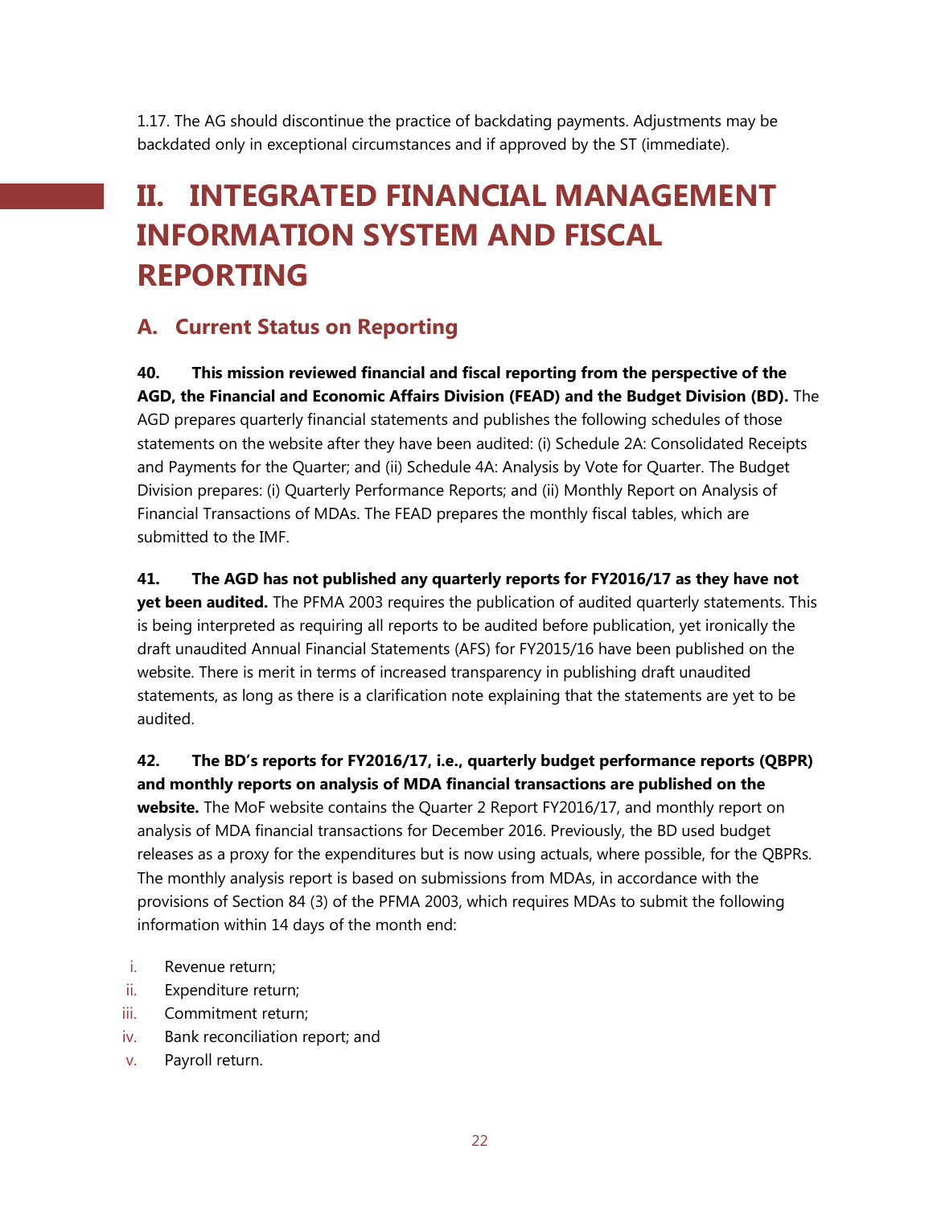1.17. The AG should discontinue the practice of backdating payments. Adjustments may be backdated only in exceptional circumstances and if approved by the ST (immediate).

# II. INTEGRATED FINANCIAL MANAGEMENT INFORMATION SYSTEM AND FISCAL REPORTING

## A. Current Status on Reporting

**40. This mission reviewed financial and fiscal reporting from the perspective of the AGD, the Financial and Economic Affairs Division (FEAD) and the Budget Division (BD).** The AGD prepares quarterly financial statements and publishes the following schedules of those statements on the website after they have been audited: (i) Schedule 2A: Consolidated Receipts and Payments for the Quarter; and (ii) Schedule 4A: Analysis by Vote for Quarter. The Budget Division prepares: (i) Quarterly Performance Reports; and (ii) Monthly Report on Analysis of Financial Transactions of MDAs. The FEAD prepares the monthly fiscal tables, which are submitted to the IMF.

**41. The AGD has not published any quarterly reports for FY2016/17 as they have not yet been audited.** The PFMA 2003 requires the publication of audited quarterly statements. This is being interpreted as requiring all reports to be audited before publication, yet ironically the draft unaudited Annual Financial Statements (AFS) for FY2015/16 have been published on the website. There is merit in terms of increased transparency in publishing draft unaudited statements, as long as there is a clarification note explaining that the statements are yet to be audited.

**42. The BD's reports for FY2016/17, i.e., quarterly budget performance reports (QBPR) and monthly reports on analysis of MDA financial transactions are published on the website.** The MoF website contains the Quarter 2 Report FY2016/17, and monthly report on analysis of MDA financial transactions for December 2016. Previously, the BD used budget releases as a proxy for the expenditures but is now using actuals, where possible, for the QBPRs. The monthly analysis report is based on submissions from MDAs, in accordance with the provisions of Section 84 (3) of the PFMA 2003, which requires MDAs to submit the following information within 14 days of the month end:

i. Revenue return;
ii. Expenditure return;
iii. Commitment return;
iv. Bank reconciliation report; and
v. Payroll return.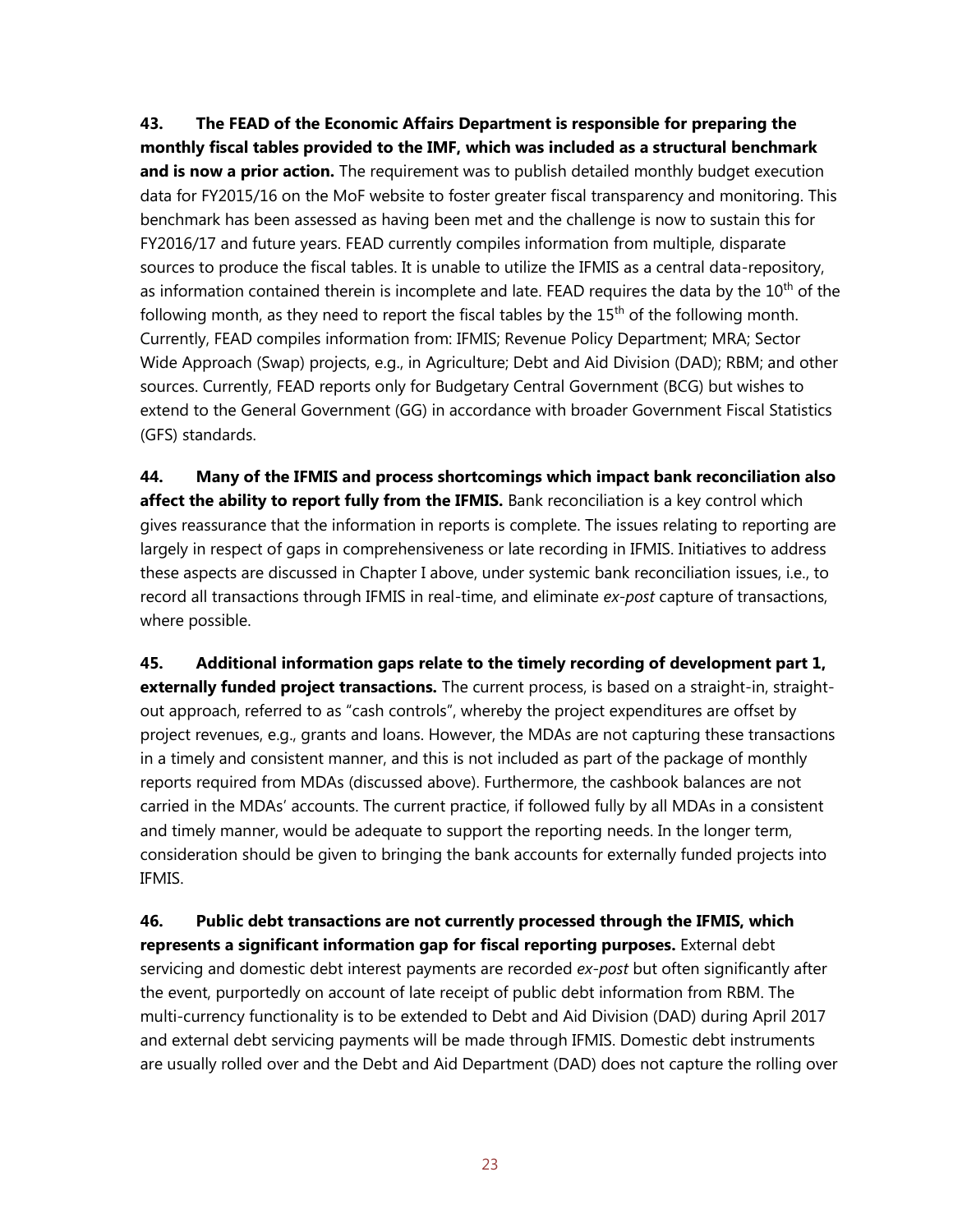**43. The FEAD of the Economic Affairs Department is responsible for preparing the monthly fiscal tables provided to the IMF, which was included as a structural benchmark and is now a prior action.** The requirement was to publish detailed monthly budget execution data for FY2015/16 on the MoF website to foster greater fiscal transparency and monitoring. This benchmark has been assessed as having been met and the challenge is now to sustain this for FY2016/17 and future years. FEAD currently compiles information from multiple, disparate sources to produce the fiscal tables. It is unable to utilize the IFMIS as a central data-repository, as information contained therein is incomplete and late. FEAD requires the data by the 10th of the following month, as they need to report the fiscal tables by the 15th of the following month. Currently, FEAD compiles information from: IFMIS; Revenue Policy Department; MRA; Sector Wide Approach (Swap) projects, e.g., in Agriculture; Debt and Aid Division (DAD); RBM; and other sources. Currently, FEAD reports only for Budgetary Central Government (BCG) but wishes to extend to the General Government (GG) in accordance with broader Government Fiscal Statistics (GFS) standards.

**44. Many of the IFMIS and process shortcomings which impact bank reconciliation also affect the ability to report fully from the IFMIS.** Bank reconciliation is a key control which gives reassurance that the information in reports is complete. The issues relating to reporting are largely in respect of gaps in comprehensiveness or late recording in IFMIS. Initiatives to address these aspects are discussed in Chapter I above, under systemic bank reconciliation issues, i.e., to record all transactions through IFMIS in real-time, and eliminate *ex-post* capture of transactions, where possible.

**45. Additional information gaps relate to the timely recording of development part 1, externally funded project transactions.** The current process, is based on a straight-in, straight-out approach, referred to as "cash controls", whereby the project expenditures are offset by project revenues, e.g., grants and loans. However, the MDAs are not capturing these transactions in a timely and consistent manner, and this is not included as part of the package of monthly reports required from MDAs (discussed above). Furthermore, the cashbook balances are not carried in the MDAs' accounts. The current practice, if followed fully by all MDAs in a consistent and timely manner, would be adequate to support the reporting needs. In the longer term, consideration should be given to bringing the bank accounts for externally funded projects into IFMIS.

**46. Public debt transactions are not currently processed through the IFMIS, which represents a significant information gap for fiscal reporting purposes.** External debt servicing and domestic debt interest payments are recorded *ex-post* but often significantly after the event, purportedly on account of late receipt of public debt information from RBM. The multi-currency functionality is to be extended to Debt and Aid Division (DAD) during April 2017 and external debt servicing payments will be made through IFMIS. Domestic debt instruments are usually rolled over and the Debt and Aid Department (DAD) does not capture the rolling over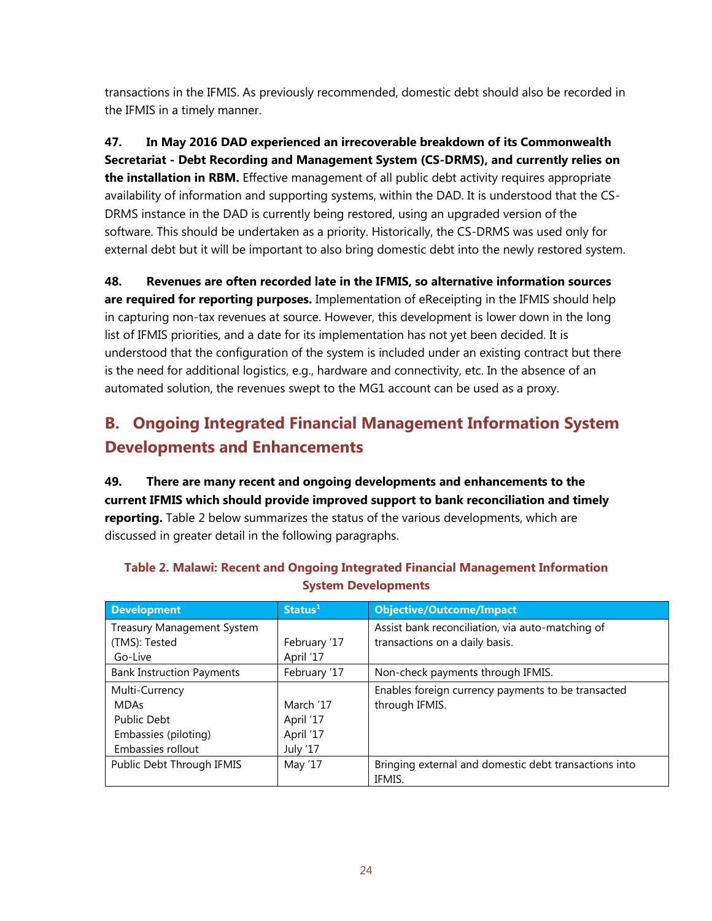transactions in the IFMIS. As previously recommended, domestic debt should also be recorded in the IFMIS in a timely manner.

**47. In May 2016 DAD experienced an irrecoverable breakdown of its Commonwealth Secretariat - Debt Recording and Management System (CS-DRMS), and currently relies on the installation in RBM.** Effective management of all public debt activity requires appropriate availability of information and supporting systems, within the DAD. It is understood that the CS-DRMS instance in the DAD is currently being restored, using an upgraded version of the software. This should be undertaken as a priority. Historically, the CS-DRMS was used only for external debt but it will be important to also bring domestic debt into the newly restored system.

**48. Revenues are often recorded late in the IFMIS, so alternative information sources are required for reporting purposes.** Implementation of eReceipting in the IFMIS should help in capturing non-tax revenues at source. However, this development is lower down in the long list of IFMIS priorities, and a date for its implementation has not yet been decided. It is understood that the configuration of the system is included under an existing contract but there is the need for additional logistics, e.g., hardware and connectivity, etc. In the absence of an automated solution, the revenues swept to the MG1 account can be used as a proxy.

## B. Ongoing Integrated Financial Management Information System Developments and Enhancements

**49. There are many recent and ongoing developments and enhancements to the current IFMIS which should provide improved support to bank reconciliation and timely reporting.** Table 2 below summarizes the status of the various developments, which are discussed in greater detail in the following paragraphs.

**Table 2. Malawi: Recent and Ongoing Integrated Financial Management Information System Developments**

| Development | Status[1] | Objective/Outcome/Impact |
|---|---|---|
| Treasury Management System (TMS): Tested<br>Go-Live | <br>February '17<br>April '17 | Assist bank reconciliation, via auto-matching of transactions on a daily basis. |
| Bank Instruction Payments | February '17 | Non-check payments through IFMIS. |
| Multi-Currency<br>MDAs<br>Public Debt<br>Embassies (piloting)<br>Embassies rollout | <br>March '17<br>April '17<br>April '17<br>July '17 | Enables foreign currency payments to be transacted through IFMIS. |
| Public Debt Through IFMIS | May '17 | Bringing external and domestic debt transactions into IFMIS. |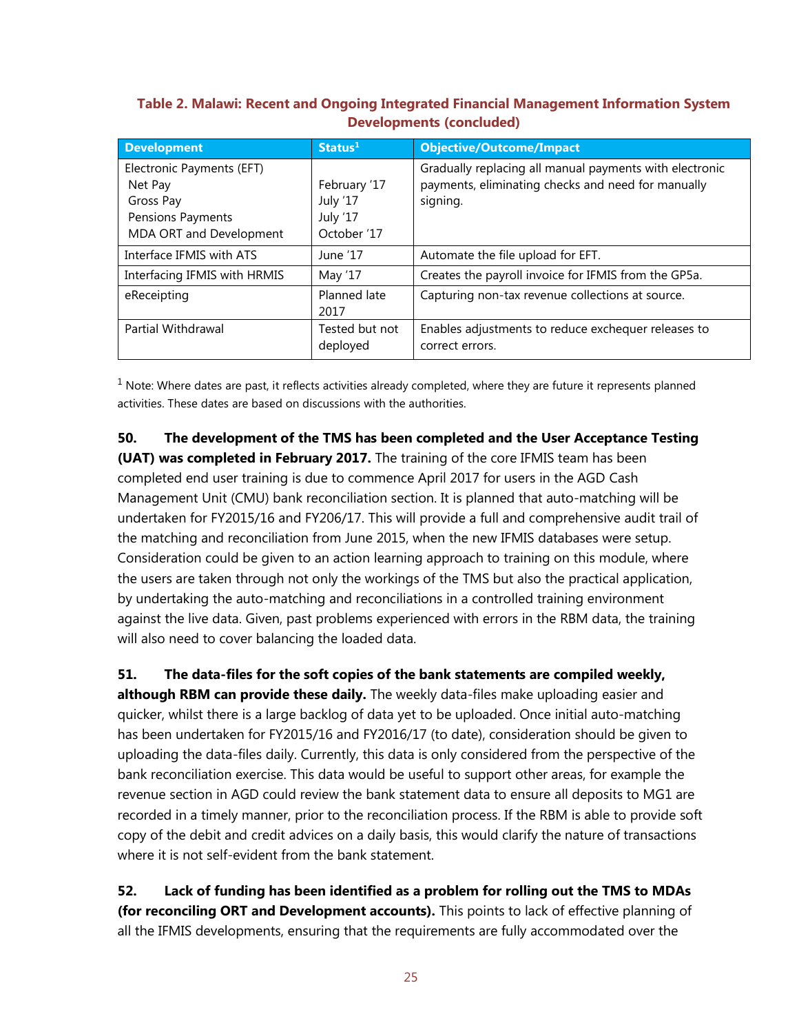**Table 2. Malawi: Recent and Ongoing Integrated Financial Management Information System Developments (concluded)**

| Development | Status[1] | Objective/Outcome/Impact |
|---|---|---|
| Electronic Payments (EFT)<br>Net Pay<br>Gross Pay<br>Pensions Payments<br>MDA ORT and Development | <br>February '17<br>July '17<br>July '17<br>October '17 | Gradually replacing all manual payments with electronic payments, eliminating checks and need for manually signing. |
| Interface IFMIS with ATS | June '17 | Automate the file upload for EFT. |
| Interfacing IFMIS with HRMIS | May '17 | Creates the payroll invoice for IFMIS from the GP5a. |
| eReceipting | Planned late 2017 | Capturing non-tax revenue collections at source. |
| Partial Withdrawal | Tested but not deployed | Enables adjustments to reduce exchequer releases to correct errors. |

[1] Note: Where dates are past, it reflects activities already completed, where they are future it represents planned activities. These dates are based on discussions with the authorities.

**50. The development of the TMS has been completed and the User Acceptance Testing (UAT) was completed in February 2017.** The training of the core IFMIS team has been completed end user training is due to commence April 2017 for users in the AGD Cash Management Unit (CMU) bank reconciliation section. It is planned that auto-matching will be undertaken for FY2015/16 and FY206/17. This will provide a full and comprehensive audit trail of the matching and reconciliation from June 2015, when the new IFMIS databases were setup. Consideration could be given to an action learning approach to training on this module, where the users are taken through not only the workings of the TMS but also the practical application, by undertaking the auto-matching and reconciliations in a controlled training environment against the live data. Given, past problems experienced with errors in the RBM data, the training will also need to cover balancing the loaded data.

**51. The data-files for the soft copies of the bank statements are compiled weekly, although RBM can provide these daily.** The weekly data-files make uploading easier and quicker, whilst there is a large backlog of data yet to be uploaded. Once initial auto-matching has been undertaken for FY2015/16 and FY2016/17 (to date), consideration should be given to uploading the data-files daily. Currently, this data is only considered from the perspective of the bank reconciliation exercise. This data would be useful to support other areas, for example the revenue section in AGD could review the bank statement data to ensure all deposits to MG1 are recorded in a timely manner, prior to the reconciliation process. If the RBM is able to provide soft copy of the debit and credit advices on a daily basis, this would clarify the nature of transactions where it is not self-evident from the bank statement.

**52. Lack of funding has been identified as a problem for rolling out the TMS to MDAs (for reconciling ORT and Development accounts).** This points to lack of effective planning of all the IFMIS developments, ensuring that the requirements are fully accommodated over the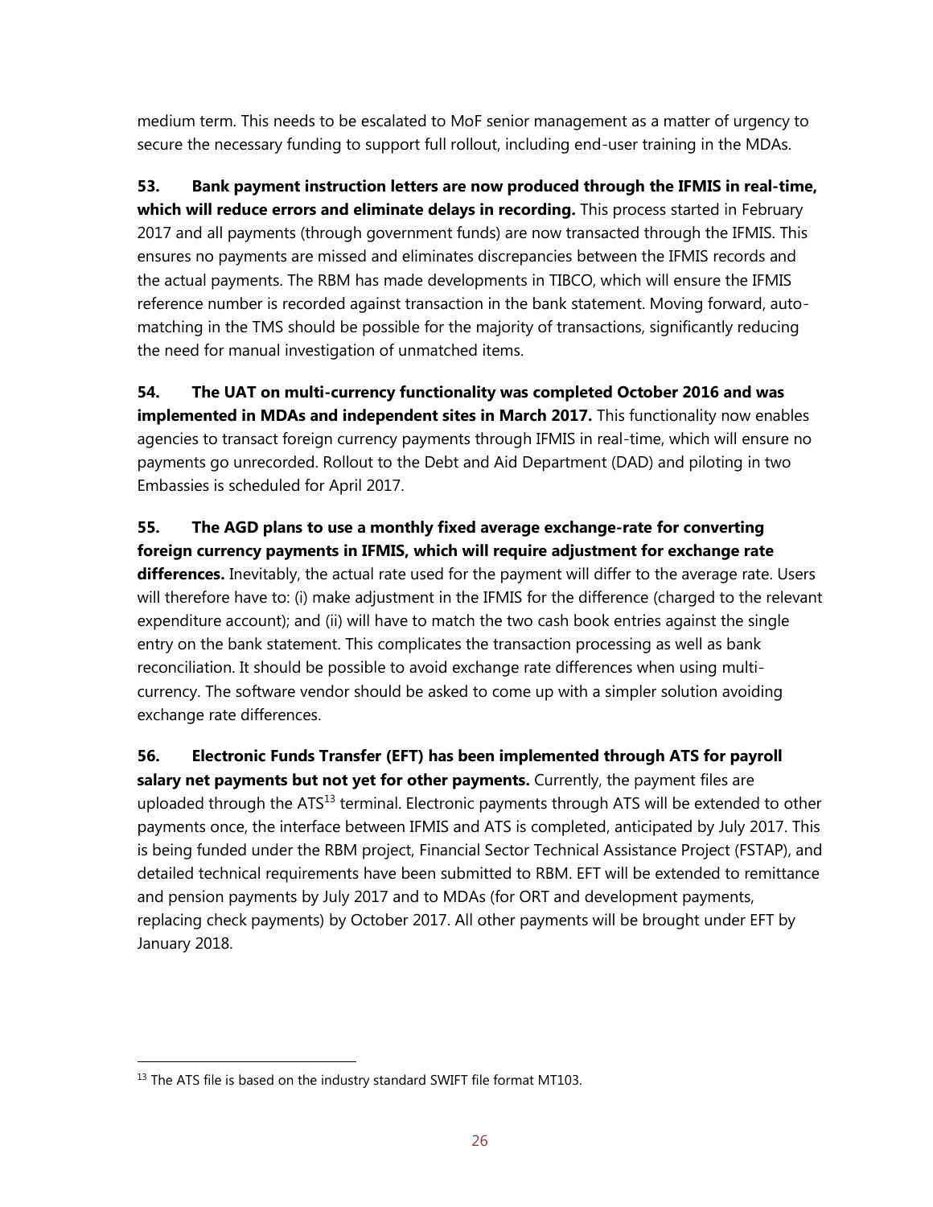medium term. This needs to be escalated to MoF senior management as a matter of urgency to secure the necessary funding to support full rollout, including end-user training in the MDAs.

**53. Bank payment instruction letters are now produced through the IFMIS in real-time, which will reduce errors and eliminate delays in recording.** This process started in February 2017 and all payments (through government funds) are now transacted through the IFMIS. This ensures no payments are missed and eliminates discrepancies between the IFMIS records and the actual payments. The RBM has made developments in TIBCO, which will ensure the IFMIS reference number is recorded against transaction in the bank statement. Moving forward, auto-matching in the TMS should be possible for the majority of transactions, significantly reducing the need for manual investigation of unmatched items.

**54. The UAT on multi-currency functionality was completed October 2016 and was implemented in MDAs and independent sites in March 2017.** This functionality now enables agencies to transact foreign currency payments through IFMIS in real-time, which will ensure no payments go unrecorded. Rollout to the Debt and Aid Department (DAD) and piloting in two Embassies is scheduled for April 2017.

**55. The AGD plans to use a monthly fixed average exchange-rate for converting foreign currency payments in IFMIS, which will require adjustment for exchange rate differences.** Inevitably, the actual rate used for the payment will differ to the average rate. Users will therefore have to: (i) make adjustment in the IFMIS for the difference (charged to the relevant expenditure account); and (ii) will have to match the two cash book entries against the single entry on the bank statement. This complicates the transaction processing as well as bank reconciliation. It should be possible to avoid exchange rate differences when using multi-currency. The software vendor should be asked to come up with a simpler solution avoiding exchange rate differences.

**56. Electronic Funds Transfer (EFT) has been implemented through ATS for payroll salary net payments but not yet for other payments.** Currently, the payment files are uploaded through the ATS[13] terminal. Electronic payments through ATS will be extended to other payments once, the interface between IFMIS and ATS is completed, anticipated by July 2017. This is being funded under the RBM project, Financial Sector Technical Assistance Project (FSTAP), and detailed technical requirements have been submitted to RBM. EFT will be extended to remittance and pension payments by July 2017 and to MDAs (for ORT and development payments, replacing check payments) by October 2017. All other payments will be brought under EFT by January 2018.

[13] The ATS file is based on the industry standard SWIFT file format MT103.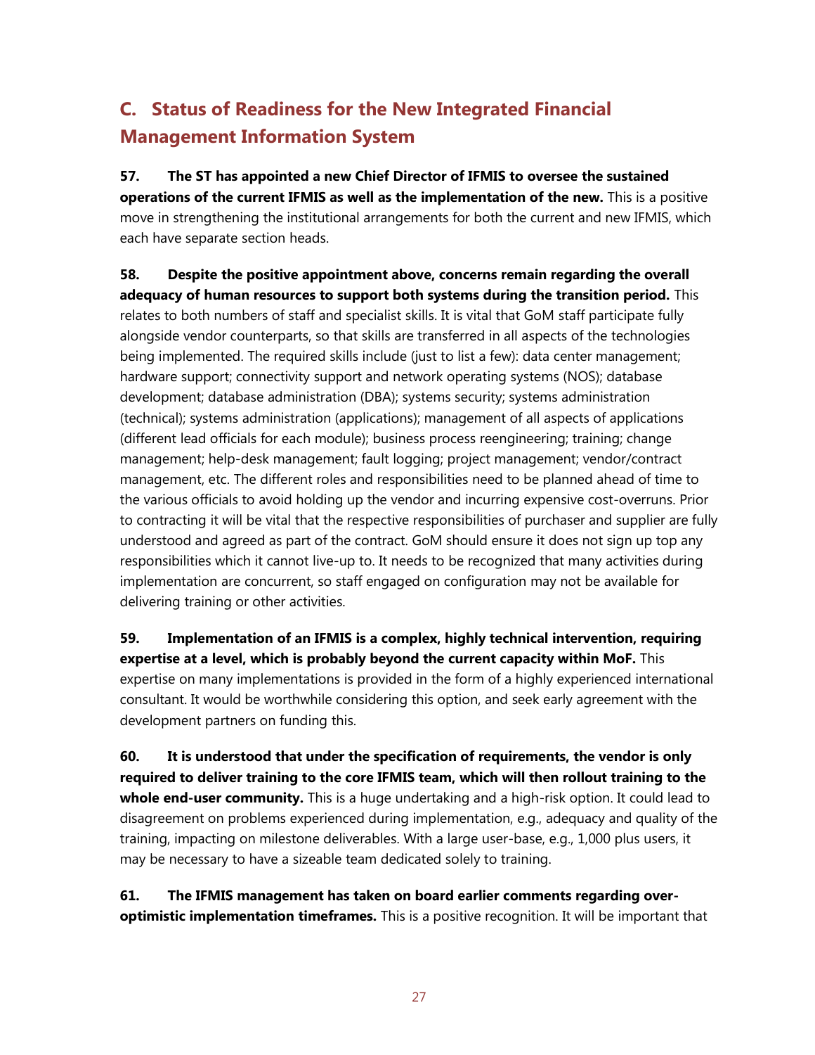## C. Status of Readiness for the New Integrated Financial Management Information System

**57. The ST has appointed a new Chief Director of IFMIS to oversee the sustained operations of the current IFMIS as well as the implementation of the new.** This is a positive move in strengthening the institutional arrangements for both the current and new IFMIS, which each have separate section heads.

**58. Despite the positive appointment above, concerns remain regarding the overall adequacy of human resources to support both systems during the transition period.** This relates to both numbers of staff and specialist skills. It is vital that GoM staff participate fully alongside vendor counterparts, so that skills are transferred in all aspects of the technologies being implemented. The required skills include (just to list a few): data center management; hardware support; connectivity support and network operating systems (NOS); database development; database administration (DBA); systems security; systems administration (technical); systems administration (applications); management of all aspects of applications (different lead officials for each module); business process reengineering; training; change management; help-desk management; fault logging; project management; vendor/contract management, etc. The different roles and responsibilities need to be planned ahead of time to the various officials to avoid holding up the vendor and incurring expensive cost-overruns. Prior to contracting it will be vital that the respective responsibilities of purchaser and supplier are fully understood and agreed as part of the contract. GoM should ensure it does not sign up top any responsibilities which it cannot live-up to. It needs to be recognized that many activities during implementation are concurrent, so staff engaged on configuration may not be available for delivering training or other activities.

**59. Implementation of an IFMIS is a complex, highly technical intervention, requiring expertise at a level, which is probably beyond the current capacity within MoF.** This expertise on many implementations is provided in the form of a highly experienced international consultant. It would be worthwhile considering this option, and seek early agreement with the development partners on funding this.

**60. It is understood that under the specification of requirements, the vendor is only required to deliver training to the core IFMIS team, which will then rollout training to the whole end-user community.** This is a huge undertaking and a high-risk option. It could lead to disagreement on problems experienced during implementation, e.g., adequacy and quality of the training, impacting on milestone deliverables. With a large user-base, e.g., 1,000 plus users, it may be necessary to have a sizeable team dedicated solely to training.

**61. The IFMIS management has taken on board earlier comments regarding over-optimistic implementation timeframes.** This is a positive recognition. It will be important that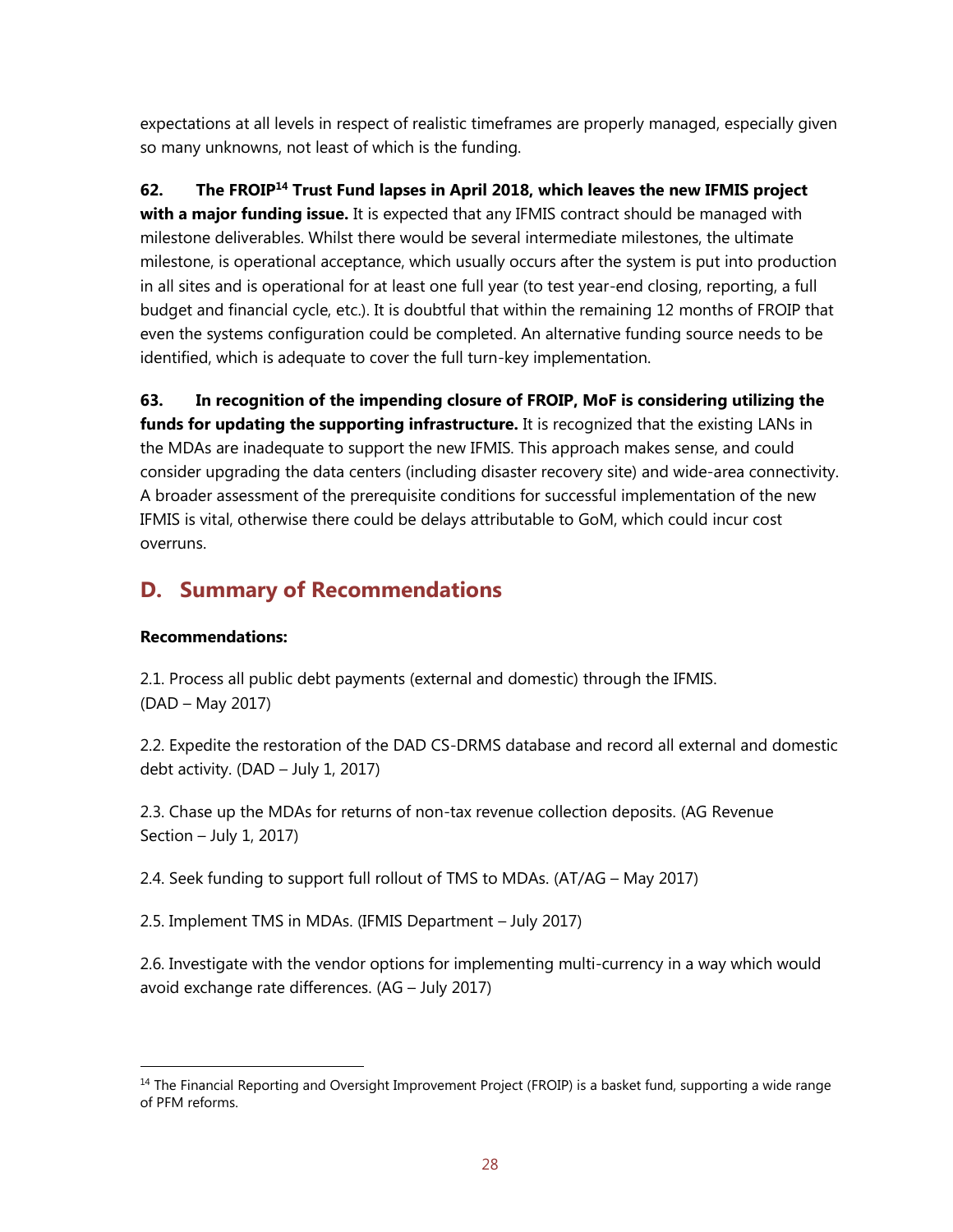expectations at all levels in respect of realistic timeframes are properly managed, especially given so many unknowns, not least of which is the funding.

**62. The FROIP[14] Trust Fund lapses in April 2018, which leaves the new IFMIS project with a major funding issue.** It is expected that any IFMIS contract should be managed with milestone deliverables. Whilst there would be several intermediate milestones, the ultimate milestone, is operational acceptance, which usually occurs after the system is put into production in all sites and is operational for at least one full year (to test year-end closing, reporting, a full budget and financial cycle, etc.). It is doubtful that within the remaining 12 months of FROIP that even the systems configuration could be completed. An alternative funding source needs to be identified, which is adequate to cover the full turn-key implementation.

**63. In recognition of the impending closure of FROIP, MoF is considering utilizing the funds for updating the supporting infrastructure.** It is recognized that the existing LANs in the MDAs are inadequate to support the new IFMIS. This approach makes sense, and could consider upgrading the data centers (including disaster recovery site) and wide-area connectivity. A broader assessment of the prerequisite conditions for successful implementation of the new IFMIS is vital, otherwise there could be delays attributable to GoM, which could incur cost overruns.

## D. Summary of Recommendations

**Recommendations:**

2.1. Process all public debt payments (external and domestic) through the IFMIS. (DAD – May 2017)

2.2. Expedite the restoration of the DAD CS-DRMS database and record all external and domestic debt activity. (DAD – July 1, 2017)

2.3. Chase up the MDAs for returns of non-tax revenue collection deposits. (AG Revenue Section – July 1, 2017)

2.4. Seek funding to support full rollout of TMS to MDAs. (AT/AG – May 2017)

2.5. Implement TMS in MDAs. (IFMIS Department – July 2017)

2.6. Investigate with the vendor options for implementing multi-currency in a way which would avoid exchange rate differences. (AG – July 2017)

[14] The Financial Reporting and Oversight Improvement Project (FROIP) is a basket fund, supporting a wide range of PFM reforms.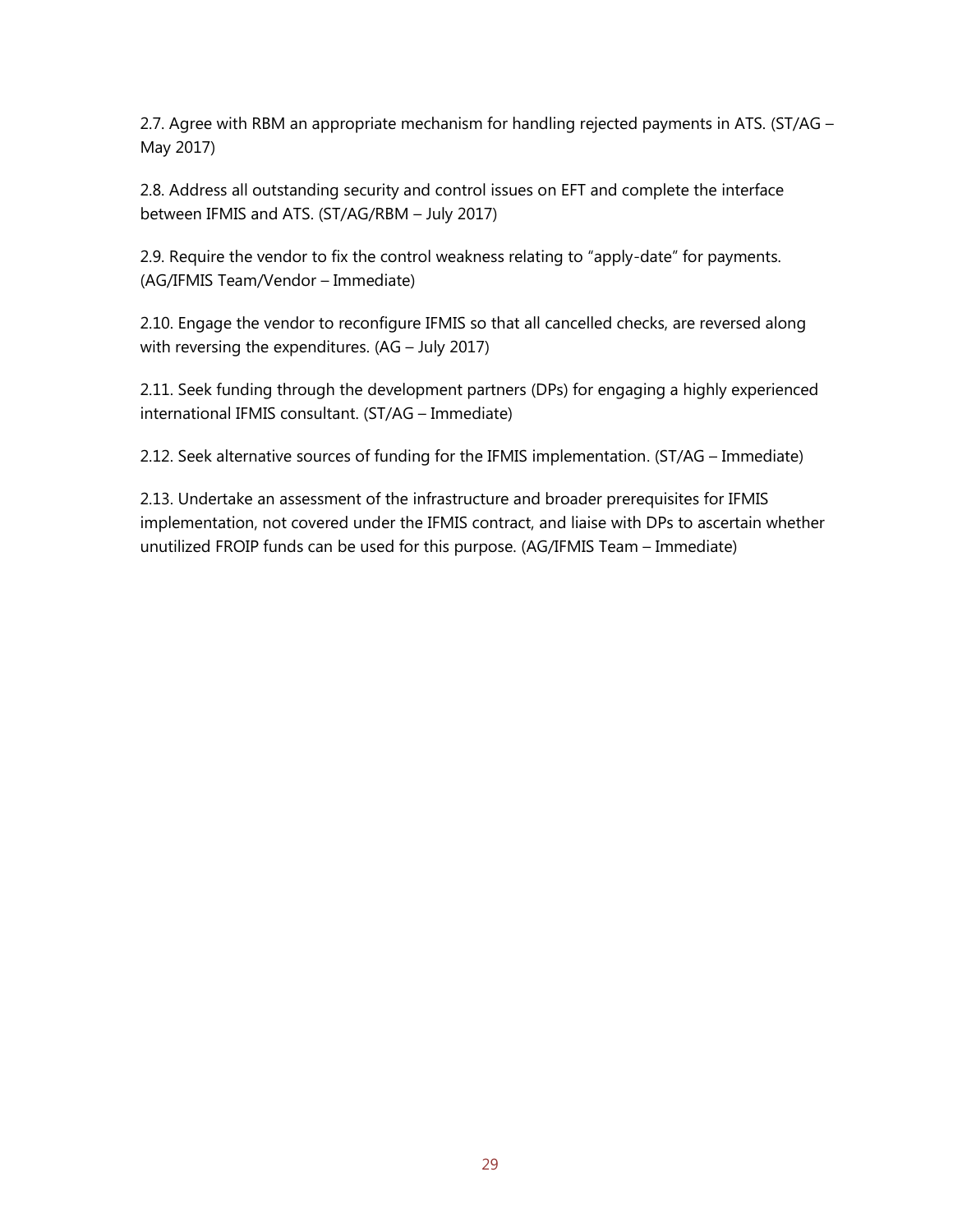2.7. Agree with RBM an appropriate mechanism for handling rejected payments in ATS. (ST/AG – May 2017)

2.8. Address all outstanding security and control issues on EFT and complete the interface between IFMIS and ATS. (ST/AG/RBM – July 2017)

2.9. Require the vendor to fix the control weakness relating to "apply-date" for payments. (AG/IFMIS Team/Vendor – Immediate)

2.10. Engage the vendor to reconfigure IFMIS so that all cancelled checks, are reversed along with reversing the expenditures. (AG – July 2017)

2.11. Seek funding through the development partners (DPs) for engaging a highly experienced international IFMIS consultant. (ST/AG – Immediate)

2.12. Seek alternative sources of funding for the IFMIS implementation. (ST/AG – Immediate)

2.13. Undertake an assessment of the infrastructure and broader prerequisites for IFMIS implementation, not covered under the IFMIS contract, and liaise with DPs to ascertain whether unutilized FROIP funds can be used for this purpose. (AG/IFMIS Team – Immediate)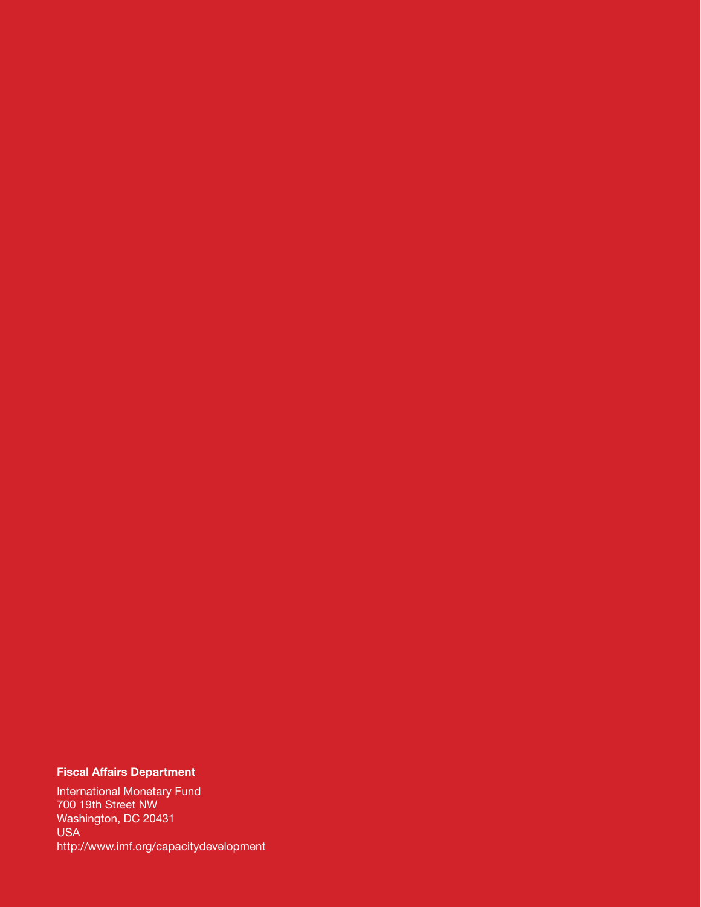**Fiscal Affairs Department**

International Monetary Fund
700 19th Street NW
Washington, DC 20431
USA
http://www.imf.org/capacitydevelopment